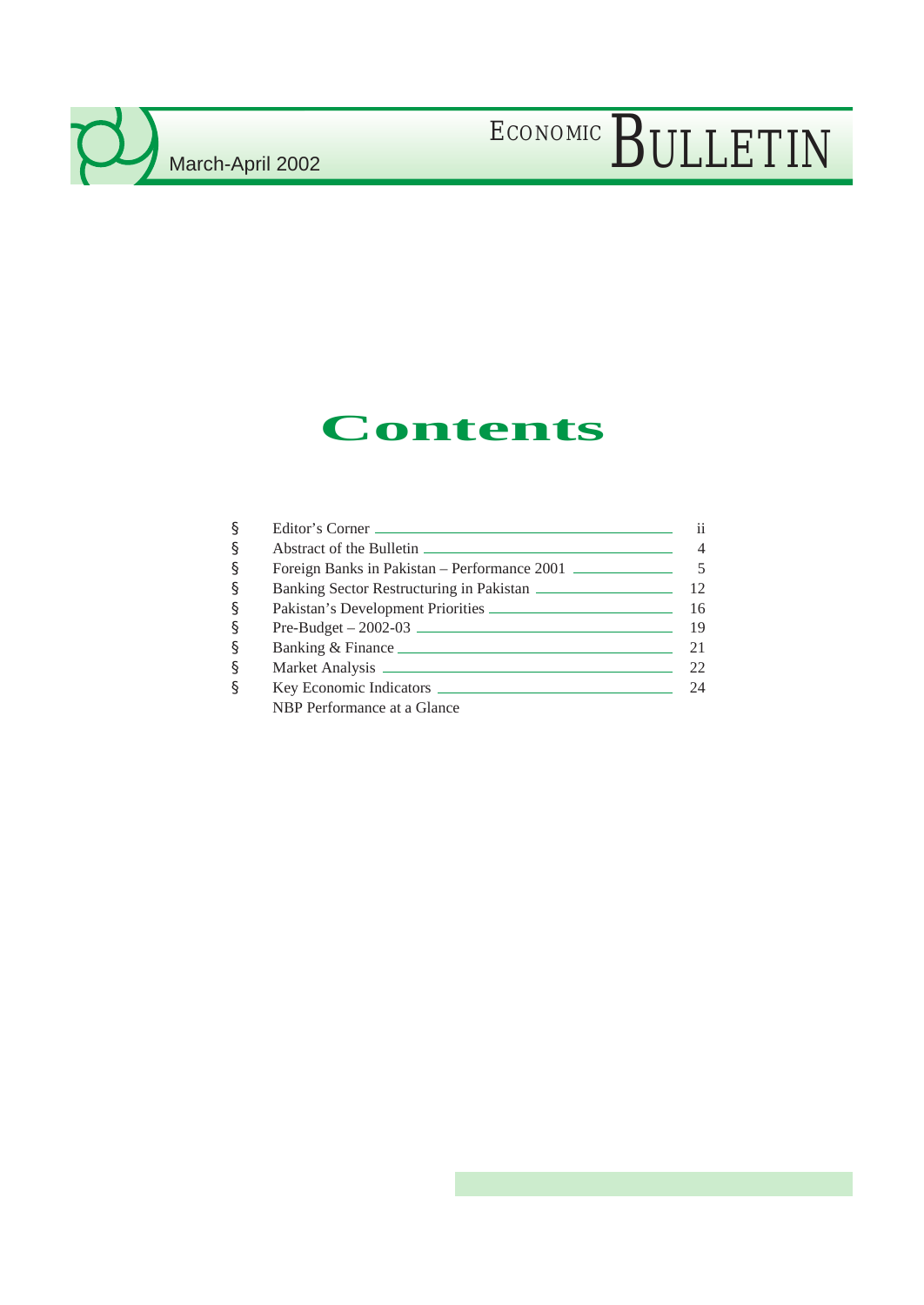# Contents

| | | |
|---|---|---|
| § | Editor's Corner | ii |
| § | Abstract of the Bulletin | 4 |
| § | Foreign Banks in Pakistan – Performance 2001 | 5 |
| § | Banking Sector Restructuring in Pakistan | 12 |
| § | Pakistan's Development Priorities | 16 |
| § | Pre-Budget – 2002-03 | 19 |
| § | Banking & Finance | 21 |
| § | Market Analysis | 22 |
| § | Key Economic Indicators | 24 |
| | NBP Performance at a Glance | |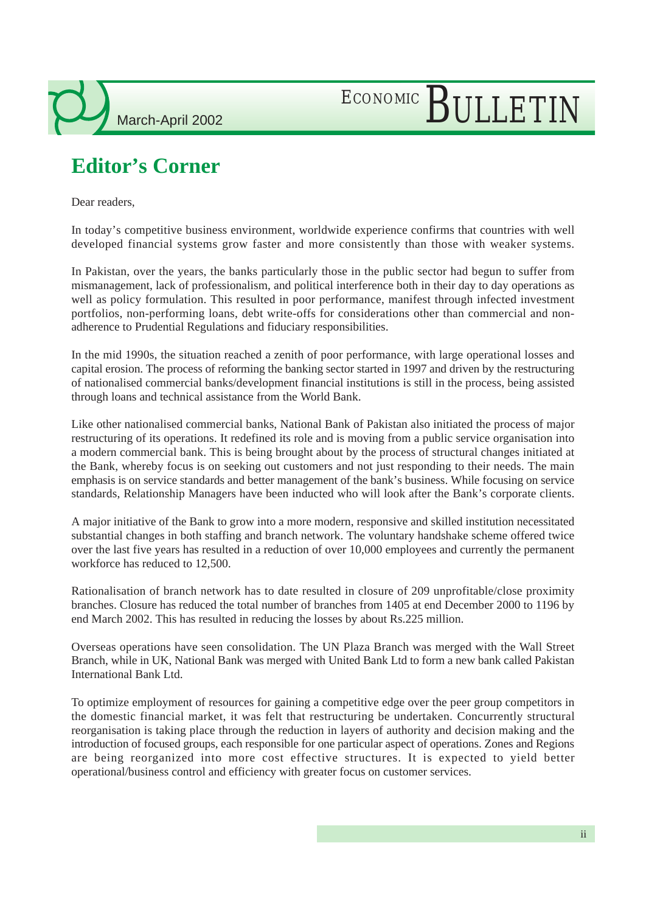# Editor's Corner

Dear readers,

In today's competitive business environment, worldwide experience confirms that countries with well developed financial systems grow faster and more consistently than those with weaker systems.

In Pakistan, over the years, the banks particularly those in the public sector had begun to suffer from mismanagement, lack of professionalism, and political interference both in their day to day operations as well as policy formulation. This resulted in poor performance, manifest through infected investment portfolios, non-performing loans, debt write-offs for considerations other than commercial and non-adherence to Prudential Regulations and fiduciary responsibilities.

In the mid 1990s, the situation reached a zenith of poor performance, with large operational losses and capital erosion. The process of reforming the banking sector started in 1997 and driven by the restructuring of nationalised commercial banks/development financial institutions is still in the process, being assisted through loans and technical assistance from the World Bank.

Like other nationalised commercial banks, National Bank of Pakistan also initiated the process of major restructuring of its operations. It redefined its role and is moving from a public service organisation into a modern commercial bank. This is being brought about by the process of structural changes initiated at the Bank, whereby focus is on seeking out customers and not just responding to their needs. The main emphasis is on service standards and better management of the bank's business. While focusing on service standards, Relationship Managers have been inducted who will look after the Bank's corporate clients.

A major initiative of the Bank to grow into a more modern, responsive and skilled institution necessitated substantial changes in both staffing and branch network. The voluntary handshake scheme offered twice over the last five years has resulted in a reduction of over 10,000 employees and currently the permanent workforce has reduced to 12,500.

Rationalisation of branch network has to date resulted in closure of 209 unprofitable/close proximity branches. Closure has reduced the total number of branches from 1405 at end December 2000 to 1196 by end March 2002. This has resulted in reducing the losses by about Rs.225 million.

Overseas operations have seen consolidation. The UN Plaza Branch was merged with the Wall Street Branch, while in UK, National Bank was merged with United Bank Ltd to form a new bank called Pakistan International Bank Ltd.

To optimize employment of resources for gaining a competitive edge over the peer group competitors in the domestic financial market, it was felt that restructuring be undertaken. Concurrently structural reorganisation is taking place through the reduction in layers of authority and decision making and the introduction of focused groups, each responsible for one particular aspect of operations. Zones and Regions are being reorganized into more cost effective structures. It is expected to yield better operational/business control and efficiency with greater focus on customer services.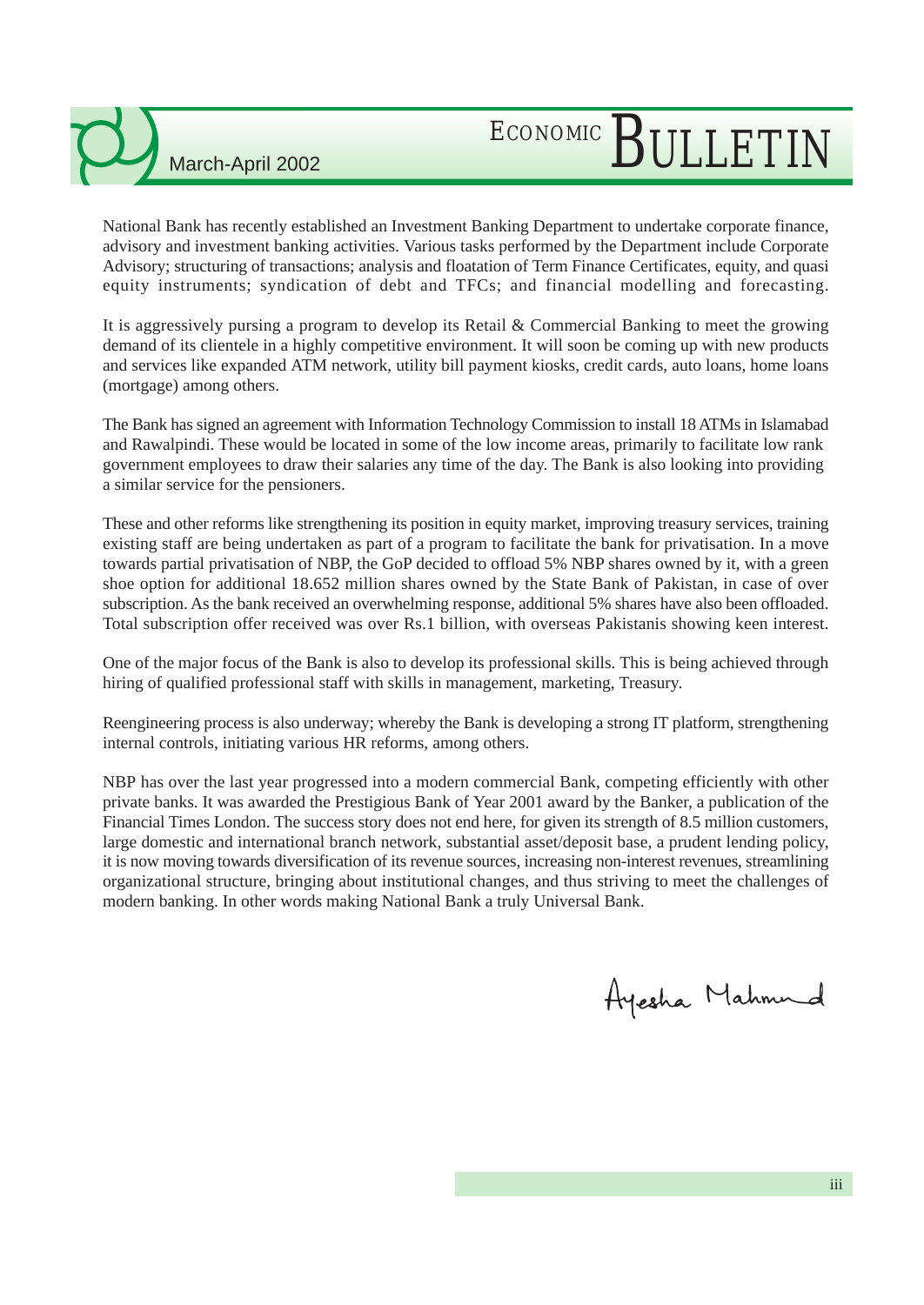National Bank has recently established an Investment Banking Department to undertake corporate finance, advisory and investment banking activities. Various tasks performed by the Department include Corporate Advisory; structuring of transactions; analysis and floatation of Term Finance Certificates, equity, and quasi equity instruments; syndication of debt and TFCs; and financial modelling and forecasting.

It is aggressively pursing a program to develop its Retail & Commercial Banking to meet the growing demand of its clientele in a highly competitive environment. It will soon be coming up with new products and services like expanded ATM network, utility bill payment kiosks, credit cards, auto loans, home loans (mortgage) among others.

The Bank has signed an agreement with Information Technology Commission to install 18 ATMs in Islamabad and Rawalpindi. These would be located in some of the low income areas, primarily to facilitate low rank government employees to draw their salaries any time of the day. The Bank is also looking into providing a similar service for the pensioners.

These and other reforms like strengthening its position in equity market, improving treasury services, training existing staff are being undertaken as part of a program to facilitate the bank for privatisation. In a move towards partial privatisation of NBP, the GoP decided to offload 5% NBP shares owned by it, with a green shoe option for additional 18.652 million shares owned by the State Bank of Pakistan, in case of over subscription. As the bank received an overwhelming response, additional 5% shares have also been offloaded. Total subscription offer received was over Rs.1 billion, with overseas Pakistanis showing keen interest.

One of the major focus of the Bank is also to develop its professional skills. This is being achieved through hiring of qualified professional staff with skills in management, marketing, Treasury.

Reengineering process is also underway; whereby the Bank is developing a strong IT platform, strengthening internal controls, initiating various HR reforms, among others.

NBP has over the last year progressed into a modern commercial Bank, competing efficiently with other private banks. It was awarded the Prestigious Bank of Year 2001 award by the Banker, a publication of the Financial Times London. The success story does not end here, for given its strength of 8.5 million customers, large domestic and international branch network, substantial asset/deposit base, a prudent lending policy, it is now moving towards diversification of its revenue sources, increasing non-interest revenues, streamlining organizational structure, bringing about institutional changes, and thus striving to meet the challenges of modern banking. In other words making National Bank a truly Universal Bank.

Ayesha Mahmud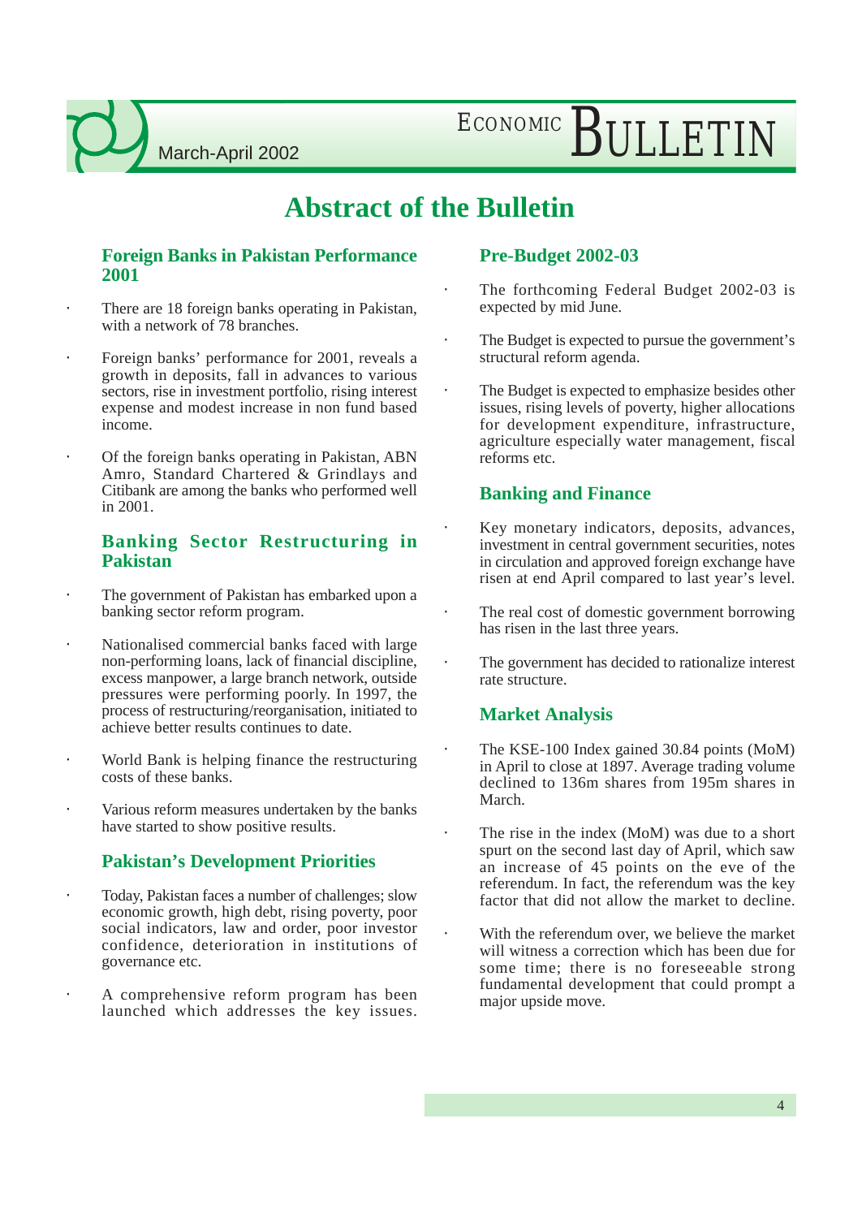# Abstract of the Bulletin

## Foreign Banks in Pakistan Performance 2001

- There are 18 foreign banks operating in Pakistan, with a network of 78 branches.
- Foreign banks' performance for 2001, reveals a growth in deposits, fall in advances to various sectors, rise in investment portfolio, rising interest expense and modest increase in non fund based income.
- Of the foreign banks operating in Pakistan, ABN Amro, Standard Chartered & Grindlays and Citibank are among the banks who performed well in 2001.

## Banking Sector Restructuring in Pakistan

- The government of Pakistan has embarked upon a banking sector reform program.
- Nationalised commercial banks faced with large non-performing loans, lack of financial discipline, excess manpower, a large branch network, outside pressures were performing poorly. In 1997, the process of restructuring/reorganisation, initiated to achieve better results continues to date.
- World Bank is helping finance the restructuring costs of these banks.
- Various reform measures undertaken by the banks have started to show positive results.

## Pakistan's Development Priorities

- Today, Pakistan faces a number of challenges; slow economic growth, high debt, rising poverty, poor social indicators, law and order, poor investor confidence, deterioration in institutions of governance etc.
- A comprehensive reform program has been launched which addresses the key issues.

## Pre-Budget 2002-03

- The forthcoming Federal Budget 2002-03 is expected by mid June.
- The Budget is expected to pursue the government's structural reform agenda.
- The Budget is expected to emphasize besides other issues, rising levels of poverty, higher allocations for development expenditure, infrastructure, agriculture especially water management, fiscal reforms etc.

## Banking and Finance

- Key monetary indicators, deposits, advances, investment in central government securities, notes in circulation and approved foreign exchange have risen at end April compared to last year's level.
- The real cost of domestic government borrowing has risen in the last three years.
- The government has decided to rationalize interest rate structure.

## Market Analysis

- The KSE-100 Index gained 30.84 points (MoM) in April to close at 1897. Average trading volume declined to 136m shares from 195m shares in March.
- The rise in the index (MoM) was due to a short spurt on the second last day of April, which saw an increase of 45 points on the eve of the referendum. In fact, the referendum was the key factor that did not allow the market to decline.
- With the referendum over, we believe the market will witness a correction which has been due for some time; there is no foreseeable strong fundamental development that could prompt a major upside move.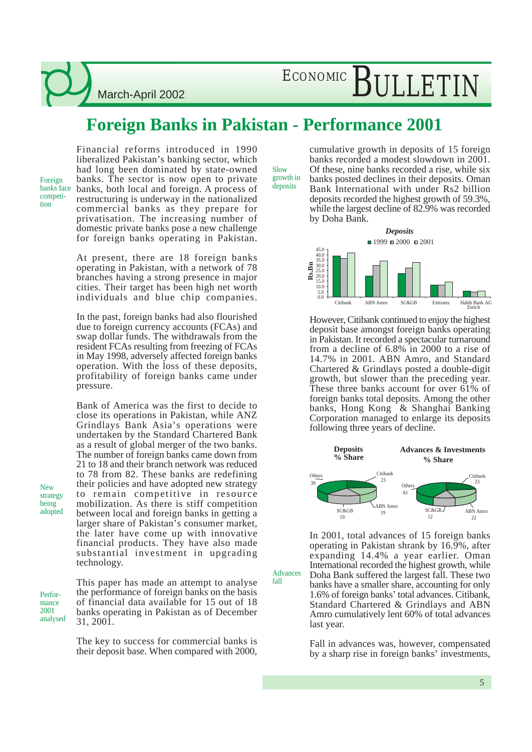# Foreign Banks in Pakistan - Performance 2001

*Foreign banks face competition*

Financial reforms introduced in 1990 liberalized Pakistan's banking sector, which had long been dominated by state-owned banks. The sector is now open to private banks, both local and foreign. A process of restructuring is underway in the nationalized commercial banks as they prepare for privatisation. The increasing number of domestic private banks pose a new challenge for foreign banks operating in Pakistan.

At present, there are 18 foreign banks operating in Pakistan, with a network of 78 branches having a strong presence in major cities. Their target has been high net worth individuals and blue chip companies.

In the past, foreign banks had also flourished due to foreign currency accounts (FCAs) and swap dollar funds. The withdrawals from the resident FCAs resulting from freezing of FCAs in May 1998, adversely affected foreign banks operation. With the loss of these deposits, profitability of foreign banks came under pressure.

*New strategy being adopted*

Bank of America was the first to decide to close its operations in Pakistan, while ANZ Grindlays Bank Asia's operations were undertaken by the Standard Chartered Bank as a result of global merger of the two banks. The number of foreign banks came down from 21 to 18 and their branch network was reduced to 78 from 82. These banks are redefining their policies and have adopted new strategy to remain competitive in resource mobilization. As there is stiff competition between local and foreign banks in getting a larger share of Pakistan's consumer market, the later have come up with innovative financial products. They have also made substantial investment in upgrading technology.

*Performance 2001 analysed*

This paper has made an attempt to analyse the performance of foreign banks on the basis of financial data available for 15 out of 18 banks operating in Pakistan as of December 31, 2001.

*Slow growth in deposits*

The key to success for commercial banks is their deposit base. When compared with 2000, cumulative growth in deposits of 15 foreign banks recorded a modest slowdown in 2001. Of these, nine banks recorded a rise, while six banks posted declines in their deposits. Oman Bank International with under Rs2 billion deposits recorded the highest growth of 59.3%, while the largest decline of 82.9% was recorded by Doha Bank.

**Deposits** (Rs.Bn) — 1999, 2000, 2001: Citibank, ABN Amro, SC&GB, Emirates, Habib Bank AG Zurich

However, Citibank continued to enjoy the highest deposit base amongst foreign banks operating in Pakistan. It recorded a spectacular turnaround from a decline of 6.8% in 2000 to a rise of 14.7% in 2001. ABN Amro, and Standard Chartered & Grindlays posted a double-digit growth, but slower than the preceding year. These three banks account for over 61% of foreign banks total deposits. Among the other banks, Hong Kong & Shanghai Banking Corporation managed to enlarge its deposits following three years of decline.

**Deposits % Share**

| Bank | % Share |
|---|---|
| Citibank | 23 |
| ABN Amro | 19 |
| SC&GB | 19 |
| Others | 39 |

**Advances & Investments % Share**

| Bank | % Share |
|---|---|
| Citibank | 23 |
| ABN Amro | 22 |
| SC&GB | 12 |
| Others | 43 |

*Advances fall*

In 2001, total advances of 15 foreign banks operating in Pakistan shrank by 16.9%, after expanding 14.4% a year earlier. Oman International recorded the highest growth, while Doha Bank suffered the largest fall. These two banks have a smaller share, accounting for only 1.6% of foreign banks' total advances. Citibank, Standard Chartered & Grindlays and ABN Amro cumulatively lent 60% of total advances last year.

Fall in advances was, however, compensated by a sharp rise in foreign banks' investments,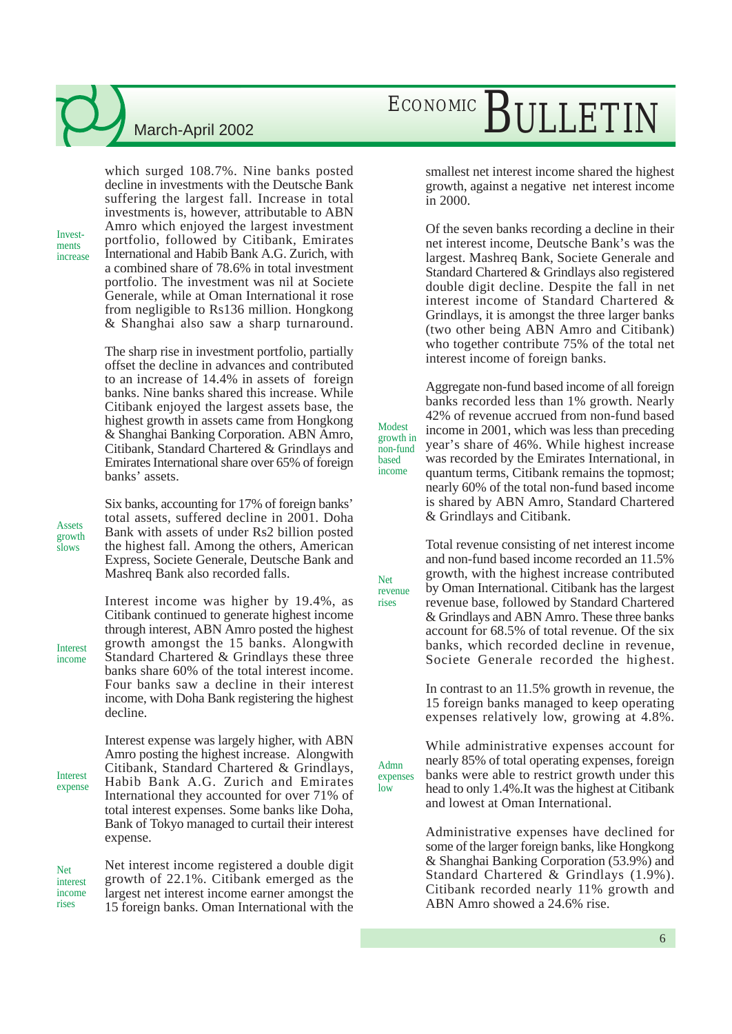which surged 108.7%. Nine banks posted decline in investments with the Deutsche Bank suffering the largest fall. Increase in total investments is, however, attributable to ABN Amro which enjoyed the largest investment portfolio, followed by Citibank, Emirates International and Habib Bank A.G. Zurich, with a combined share of 78.6% in total investment portfolio. The investment was nil at Societe Generale, while at Oman International it rose from negligible to Rs136 million. Hongkong & Shanghai also saw a sharp turnaround.

*Investments increase*

The sharp rise in investment portfolio, partially offset the decline in advances and contributed to an increase of 14.4% in assets of foreign banks. Nine banks shared this increase. While Citibank enjoyed the largest assets base, the highest growth in assets came from Hongkong & Shanghai Banking Corporation. ABN Amro, Citibank, Standard Chartered & Grindlays and Emirates International share over 65% of foreign banks' assets.

*Assets growth slows*

Six banks, accounting for 17% of foreign banks' total assets, suffered decline in 2001. Doha Bank with assets of under Rs2 billion posted the highest fall. Among the others, American Express, Societe Generale, Deutsche Bank and Mashreq Bank also recorded falls.

*Interest income*

Interest income was higher by 19.4%, as Citibank continued to generate highest income through interest, ABN Amro posted the highest growth amongst the 15 banks. Alongwith Standard Chartered & Grindlays these three banks share 60% of the total interest income. Four banks saw a decline in their interest income, with Doha Bank registering the highest decline.

*Interest expense*

Interest expense was largely higher, with ABN Amro posting the highest increase. Alongwith Citibank, Standard Chartered & Grindlays, Habib Bank A.G. Zurich and Emirates International they accounted for over 71% of total interest expenses. Some banks like Doha, Bank of Tokyo managed to curtail their interest expense.

*Net interest income rises*

Net interest income registered a double digit growth of 22.1%. Citibank emerged as the largest net interest income earner amongst the 15 foreign banks. Oman International with the smallest net interest income shared the highest growth, against a negative net interest income in 2000.

Of the seven banks recording a decline in their net interest income, Deutsche Bank's was the largest. Mashreq Bank, Societe Generale and Standard Chartered & Grindlays also registered double digit decline. Despite the fall in net interest income of Standard Chartered & Grindlays, it is amongst the three larger banks (two other being ABN Amro and Citibank) who together contribute 75% of the total net interest income of foreign banks.

*Modest growth in non-fund based income*

Aggregate non-fund based income of all foreign banks recorded less than 1% growth. Nearly 42% of revenue accrued from non-fund based income in 2001, which was less than preceding year's share of 46%. While highest increase was recorded by the Emirates International, in quantum terms, Citibank remains the topmost; nearly 60% of the total non-fund based income is shared by ABN Amro, Standard Chartered & Grindlays and Citibank.

*Net revenue rises*

Total revenue consisting of net interest income and non-fund based income recorded an 11.5% growth, with the highest increase contributed by Oman International. Citibank has the largest revenue base, followed by Standard Chartered & Grindlays and ABN Amro. These three banks account for 68.5% of total revenue. Of the six banks, which recorded decline in revenue, Societe Generale recorded the highest.

In contrast to an 11.5% growth in revenue, the 15 foreign banks managed to keep operating expenses relatively low, growing at 4.8%.

*Admn expenses low*

While administrative expenses account for nearly 85% of total operating expenses, foreign banks were able to restrict growth under this head to only 1.4%.It was the highest at Citibank and lowest at Oman International.

Administrative expenses have declined for some of the larger foreign banks, like Hongkong & Shanghai Banking Corporation (53.9%) and Standard Chartered & Grindlays (1.9%). Citibank recorded nearly 11% growth and ABN Amro showed a 24.6% rise.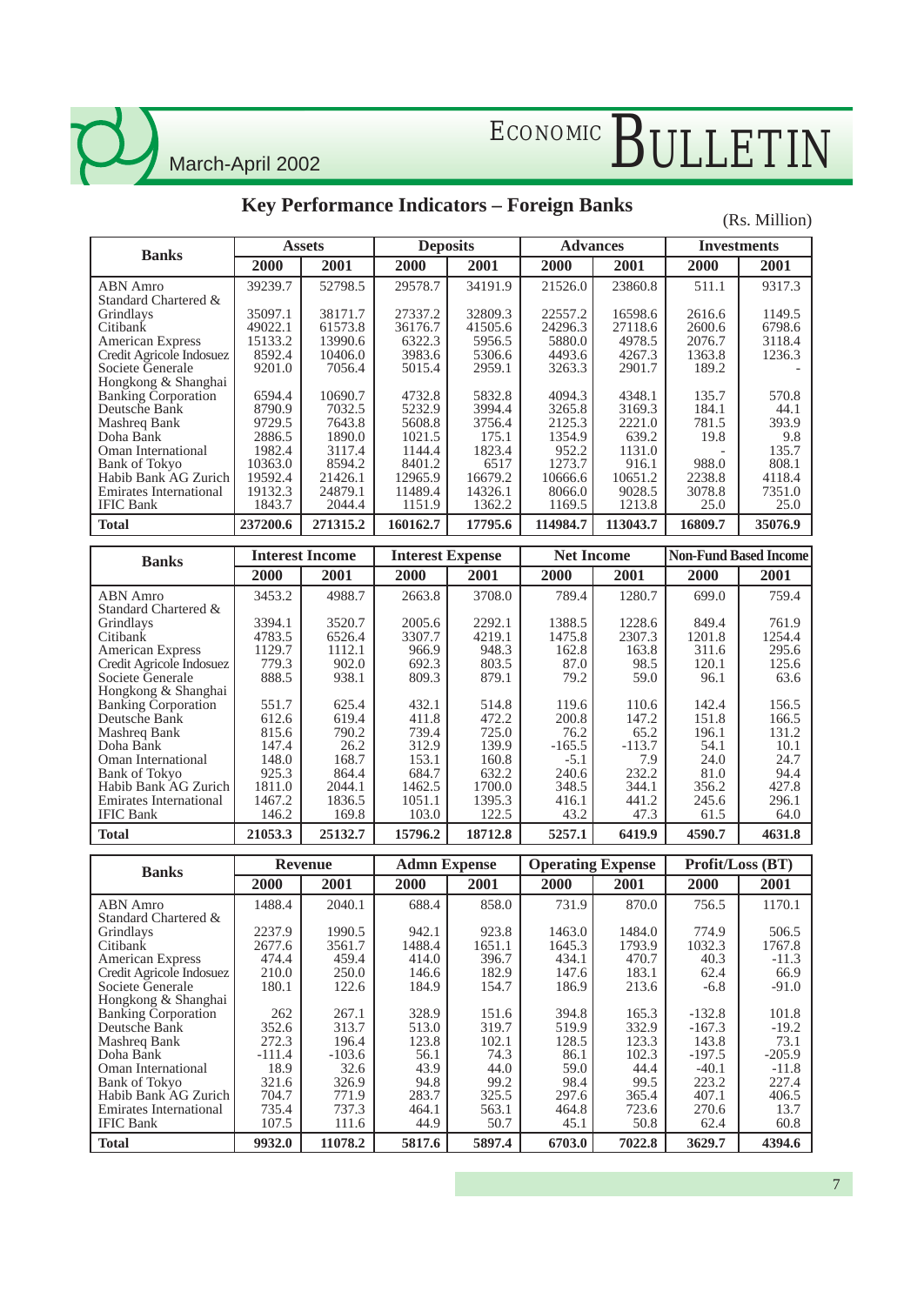## Key Performance Indicators – Foreign Banks

(Rs. Million)

| Banks | Assets | | Deposits | | Advances | | Investments | |
|---|---|---|---|---|---|---|---|---|
| | 2000 | 2001 | 2000 | 2001 | 2000 | 2001 | 2000 | 2001 |
| ABN Amro | 39239.7 | 52798.5 | 29578.7 | 34191.9 | 21526.0 | 23860.8 | 511.1 | 9317.3 |
| Standard Chartered & Grindlays | 35097.1 | 38171.7 | 27337.2 | 32809.3 | 22557.2 | 16598.6 | 2616.6 | 1149.5 |
| Citibank | 49022.1 | 61573.8 | 36176.7 | 41505.6 | 24296.3 | 27118.6 | 2600.6 | 6798.6 |
| American Express | 15133.2 | 13990.6 | 6322.3 | 5956.5 | 5880.0 | 4978.5 | 2076.7 | 3118.4 |
| Credit Agricole Indosuez | 8592.4 | 10406.0 | 3983.6 | 5306.6 | 4493.6 | 4267.3 | 1363.8 | 1236.3 |
| Societe Generale | 9201.0 | 7056.4 | 5015.4 | 2959.1 | 3263.3 | 2901.7 | 189.2 | - |
| Hongkong & Shanghai Banking Corporation | 6594.4 | 10690.7 | 4732.8 | 5832.8 | 4094.3 | 4348.1 | 135.7 | 570.8 |
| Deutsche Bank | 8790.9 | 7032.5 | 5232.9 | 3994.4 | 3265.8 | 3169.3 | 184.1 | 44.1 |
| Mashreq Bank | 9729.5 | 7643.8 | 5608.8 | 3756.4 | 2125.3 | 2221.0 | 781.5 | 393.9 |
| Doha Bank | 2886.5 | 1890.0 | 1021.5 | 175.1 | 1354.9 | 639.2 | 19.8 | 9.8 |
| Oman International | 1982.4 | 3117.4 | 1144.4 | 1823.4 | 952.2 | 1131.0 | - | 135.7 |
| Bank of Tokyo | 10363.0 | 8594.2 | 8401.2 | 6517 | 1273.7 | 916.1 | 988.0 | 808.1 |
| Habib Bank AG Zurich | 19592.4 | 21426.1 | 12965.9 | 16679.2 | 10666.6 | 10651.2 | 2238.8 | 4118.4 |
| Emirates International | 19132.3 | 24879.1 | 11489.4 | 14326.1 | 8066.0 | 9028.5 | 3078.8 | 7351.0 |
| IFIC Bank | 1843.7 | 2044.4 | 1151.9 | 1362.2 | 1169.5 | 1213.8 | 25.0 | 25.0 |
| **Total** | **237200.6** | **271315.2** | **160162.7** | **17795.6** | **114984.7** | **113043.7** | **16809.7** | **35076.9** |

| Banks | Interest Income | | Interest Expense | | Net Income | | Non-Fund Based Income | |
|---|---|---|---|---|---|---|---|---|
| | 2000 | 2001 | 2000 | 2001 | 2000 | 2001 | 2000 | 2001 |
| ABN Amro | 3453.2 | 4988.7 | 2663.8 | 3708.0 | 789.4 | 1280.7 | 699.0 | 759.4 |
| Standard Chartered & Grindlays | 3394.1 | 3520.7 | 2005.6 | 2292.1 | 1388.5 | 1228.6 | 849.4 | 761.9 |
| Citibank | 4783.5 | 6526.4 | 3307.7 | 4219.1 | 1475.8 | 2307.3 | 1201.8 | 1254.4 |
| American Express | 1129.7 | 1112.1 | 966.9 | 948.3 | 162.8 | 163.8 | 311.6 | 295.6 |
| Credit Agricole Indosuez | 779.3 | 902.0 | 692.3 | 803.5 | 87.0 | 98.5 | 120.1 | 125.6 |
| Societe Generale | 888.5 | 938.1 | 809.3 | 879.1 | 79.2 | 59.0 | 96.1 | 63.6 |
| Hongkong & Shanghai Banking Corporation | 551.7 | 625.4 | 432.1 | 514.8 | 119.6 | 110.6 | 142.4 | 156.5 |
| Deutsche Bank | 612.6 | 619.4 | 411.8 | 472.2 | 200.8 | 147.2 | 151.8 | 166.5 |
| Mashreq Bank | 815.6 | 790.2 | 739.4 | 725.0 | 76.2 | 65.2 | 196.1 | 131.2 |
| Doha Bank | 147.4 | 26.2 | 312.9 | 139.9 | -165.5 | -113.7 | 54.1 | 10.1 |
| Oman International | 148.0 | 168.7 | 153.1 | 160.8 | -5.1 | 7.9 | 24.0 | 24.7 |
| Bank of Tokyo | 925.3 | 864.4 | 684.7 | 632.2 | 240.6 | 232.2 | 81.0 | 94.4 |
| Habib Bank AG Zurich | 1811.0 | 2044.1 | 1462.5 | 1700.0 | 348.5 | 344.1 | 356.2 | 427.8 |
| Emirates International | 1467.2 | 1836.5 | 1051.1 | 1395.3 | 416.1 | 441.2 | 245.6 | 296.1 |
| IFIC Bank | 146.2 | 169.8 | 103.0 | 122.5 | 43.2 | 47.3 | 61.5 | 64.0 |
| **Total** | **21053.3** | **25132.7** | **15796.2** | **18712.8** | **5257.1** | **6419.9** | **4590.7** | **4631.8** |

| Banks | Revenue | | Admn Expense | | Operating Expense | | Profit/Loss (BT) | |
|---|---|---|---|---|---|---|---|---|
| | 2000 | 2001 | 2000 | 2001 | 2000 | 2001 | 2000 | 2001 |
| ABN Amro | 1488.4 | 2040.1 | 688.4 | 858.0 | 731.9 | 870.0 | 756.5 | 1170.1 |
| Standard Chartered & Grindlays | 2237.9 | 1990.5 | 942.1 | 923.8 | 1463.0 | 1484.0 | 774.9 | 506.5 |
| Citibank | 2677.6 | 3561.7 | 1488.4 | 1651.1 | 1645.3 | 1793.9 | 1032.3 | 1767.8 |
| American Express | 474.4 | 459.4 | 414.0 | 396.7 | 434.1 | 470.7 | 40.3 | -11.3 |
| Credit Agricole Indosuez | 210.0 | 250.0 | 146.6 | 182.9 | 147.6 | 183.1 | 62.4 | 66.9 |
| Societe Generale | 180.1 | 122.6 | 184.9 | 154.7 | 186.9 | 213.6 | -6.8 | -91.0 |
| Hongkong & Shanghai Banking Corporation | 262 | 267.1 | 328.9 | 151.6 | 394.8 | 165.3 | -132.8 | 101.8 |
| Deutsche Bank | 352.6 | 313.7 | 513.0 | 319.7 | 519.9 | 332.9 | -167.3 | -19.2 |
| Mashreq Bank | 272.3 | 196.4 | 123.8 | 102.1 | 128.5 | 123.3 | 143.8 | 73.1 |
| Doha Bank | -111.4 | -103.6 | 56.1 | 74.3 | 86.1 | 102.3 | -197.5 | -205.9 |
| Oman International | 18.9 | 32.6 | 43.9 | 44.0 | 59.0 | 44.4 | -40.1 | -11.8 |
| Bank of Tokyo | 321.6 | 326.9 | 94.8 | 99.2 | 98.4 | 99.5 | 223.2 | 227.4 |
| Habib Bank AG Zurich | 704.7 | 771.9 | 283.7 | 325.5 | 297.6 | 365.4 | 407.1 | 406.5 |
| Emirates International | 735.4 | 737.3 | 464.1 | 563.1 | 464.8 | 723.6 | 270.6 | 13.7 |
| IFIC Bank | 107.5 | 111.6 | 44.9 | 50.7 | 45.1 | 50.8 | 62.4 | 60.8 |
| **Total** | **9932.0** | **11078.2** | **5817.6** | **5897.4** | **6703.0** | **7022.8** | **3629.7** | **4394.6** |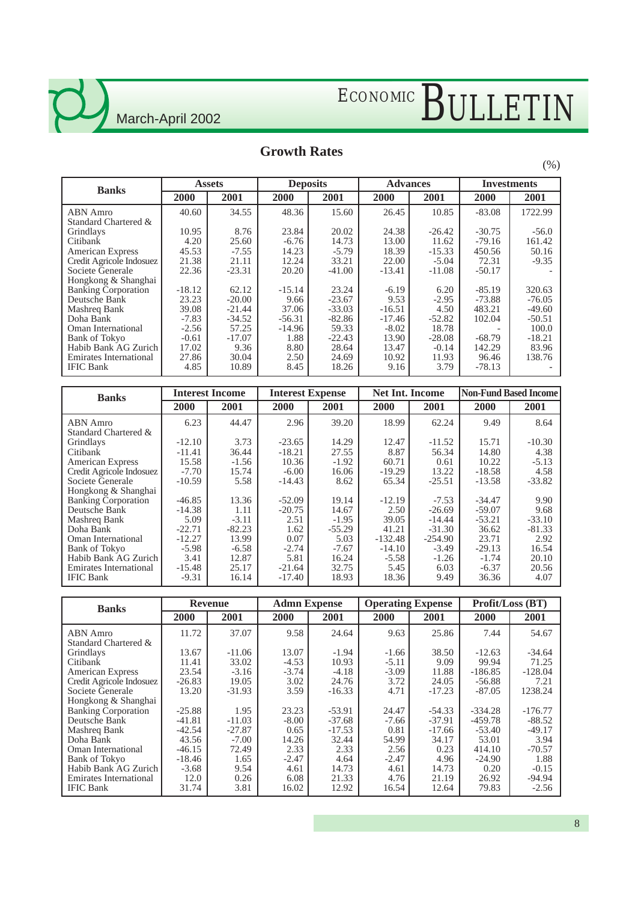## Growth Rates

(%)

| Banks | Assets | | Deposits | | Advances | | Investments | |
|---|---|---|---|---|---|---|---|---|
| | 2000 | 2001 | 2000 | 2001 | 2000 | 2001 | 2000 | 2001 |
| ABN Amro | 40.60 | 34.55 | 48.36 | 15.60 | 26.45 | 10.85 | -83.08 | 1722.99 |
| Standard Chartered & Grindlays | 10.95 | 8.76 | 23.84 | 20.02 | 24.38 | -26.42 | -30.75 | -56.0 |
| Citibank | 4.20 | 25.60 | -6.76 | 14.73 | 13.00 | 11.62 | -79.16 | 161.42 |
| American Express | 45.53 | -7.55 | 14.23 | -5.79 | 18.39 | -15.33 | 450.56 | 50.16 |
| Credit Agricole Indosuez | 21.38 | 21.11 | 12.24 | 33.21 | 22.00 | -5.04 | 72.31 | -9.35 |
| Societe Generale | 22.36 | -23.31 | 20.20 | -41.00 | -13.41 | -11.08 | -50.17 | - |
| Hongkong & Shanghai Banking Corporation | -18.12 | 62.12 | -15.14 | 23.24 | -6.19 | 6.20 | -85.19 | 320.63 |
| Deutsche Bank | 23.23 | -20.00 | 9.66 | -23.67 | 9.53 | -2.95 | -73.88 | -76.05 |
| Mashreq Bank | 39.08 | -21.44 | 37.06 | -33.03 | -16.51 | 4.50 | 483.21 | -49.60 |
| Doha Bank | -7.83 | -34.52 | -56.31 | -82.86 | -17.46 | -52.82 | 102.04 | -50.51 |
| Oman International | -2.56 | 57.25 | -14.96 | 59.33 | -8.02 | 18.78 | - | 100.0 |
| Bank of Tokyo | -0.61 | -17.07 | 1.88 | -22.43 | 13.90 | -28.08 | -68.79 | -18.21 |
| Habib Bank AG Zurich | 17.02 | 9.36 | 8.80 | 28.64 | 13.47 | -0.14 | 142.29 | 83.96 |
| Emirates International | 27.86 | 30.04 | 2.50 | 24.69 | 10.92 | 11.93 | 96.46 | 138.76 |
| IFIC Bank | 4.85 | 10.89 | 8.45 | 18.26 | 9.16 | 3.79 | -78.13 | - |

| Banks | Interest Income | | Interest Expense | | Net Int. Income | | Non-Fund Based Income | |
|---|---|---|---|---|---|---|---|---|
| | 2000 | 2001 | 2000 | 2001 | 2000 | 2001 | 2000 | 2001 |
| ABN Amro | 6.23 | 44.47 | 2.96 | 39.20 | 18.99 | 62.24 | 9.49 | 8.64 |
| Standard Chartered & Grindlays | -12.10 | 3.73 | -23.65 | 14.29 | 12.47 | -11.52 | 15.71 | -10.30 |
| Citibank | -11.41 | 36.44 | -18.21 | 27.55 | 8.87 | 56.34 | 14.80 | 4.38 |
| American Express | 15.58 | -1.56 | 10.36 | -1.92 | 60.71 | 0.61 | 10.22 | -5.13 |
| Credit Agricole Indosuez | -7.70 | 15.74 | -6.00 | 16.06 | -19.29 | 13.22 | -18.58 | 4.58 |
| Societe Generale | -10.59 | 5.58 | -14.43 | 8.62 | 65.34 | -25.51 | -13.58 | -33.82 |
| Hongkong & Shanghai Banking Corporation | -46.85 | 13.36 | -52.09 | 19.14 | -12.19 | -7.53 | -34.47 | 9.90 |
| Deutsche Bank | -14.38 | 1.11 | -20.75 | 14.67 | 2.50 | -26.69 | -59.07 | 9.68 |
| Mashreq Bank | 5.09 | -3.11 | 2.51 | -1.95 | 39.05 | -14.44 | -53.21 | -33.10 |
| Doha Bank | -22.71 | -82.23 | 1.62 | -55.29 | 41.21 | -31.30 | 36.62 | -81.33 |
| Oman International | -12.27 | 13.99 | 0.07 | 5.03 | -132.48 | -254.90 | 23.71 | 2.92 |
| Bank of Tokyo | -5.98 | -6.58 | -2.74 | -7.67 | -14.10 | -3.49 | -29.13 | 16.54 |
| Habib Bank AG Zurich | 3.41 | 12.87 | 5.81 | 16.24 | -5.58 | -1.26 | -1.74 | 20.10 |
| Emirates International | -15.48 | 25.17 | -21.64 | 32.75 | 5.45 | 6.03 | -6.37 | 20.56 |
| IFIC Bank | -9.31 | 16.14 | -17.40 | 18.93 | 18.36 | 9.49 | 36.36 | 4.07 |

| Banks | Revenue | | Admn Expense | | Operating Expense | | Profit/Loss (BT) | |
|---|---|---|---|---|---|---|---|---|
| | 2000 | 2001 | 2000 | 2001 | 2000 | 2001 | 2000 | 2001 |
| ABN Amro | 11.72 | 37.07 | 9.58 | 24.64 | 9.63 | 25.86 | 7.44 | 54.67 |
| Standard Chartered & Grindlays | 13.67 | -11.06 | 13.07 | -1.94 | -1.66 | 38.50 | -12.63 | -34.64 |
| Citibank | 11.41 | 33.02 | -4.53 | 10.93 | -5.11 | 9.09 | 99.94 | 71.25 |
| American Express | 23.54 | -3.16 | -3.74 | -4.18 | -3.09 | 11.88 | -186.85 | -128.04 |
| Credit Agricole Indosuez | -26.83 | 19.05 | 3.02 | 24.76 | 3.72 | 24.05 | -56.88 | 7.21 |
| Societe Generale | 13.20 | -31.93 | 3.59 | -16.33 | 4.71 | -17.23 | -87.05 | 1238.24 |
| Hongkong & Shanghai Banking Corporation | -25.88 | 1.95 | 23.23 | -53.91 | 24.47 | -54.33 | -334.28 | -176.77 |
| Deutsche Bank | -41.81 | -11.03 | -8.00 | -37.68 | -7.66 | -37.91 | -459.78 | -88.52 |
| Mashreq Bank | -42.54 | -27.87 | 0.65 | -17.53 | 0.81 | -17.66 | -53.40 | -49.17 |
| Doha Bank | 43.56 | -7.00 | 14.26 | 32.44 | 54.99 | 34.17 | 53.01 | 3.94 |
| Oman International | -46.15 | 72.49 | 2.33 | 2.33 | 2.56 | 0.23 | 414.10 | -70.57 |
| Bank of Tokyo | -18.46 | 1.65 | -2.47 | 4.64 | -2.47 | 4.96 | -24.90 | 1.88 |
| Habib Bank AG Zurich | -3.68 | 9.54 | 4.61 | 14.73 | 4.61 | 14.73 | 0.20 | -0.15 |
| Emirates International | 12.0 | 0.26 | 6.08 | 21.33 | 4.76 | 21.19 | 26.92 | -94.94 |
| IFIC Bank | 31.74 | 3.81 | 16.02 | 12.92 | 16.54 | 12.64 | 79.83 | -2.56 |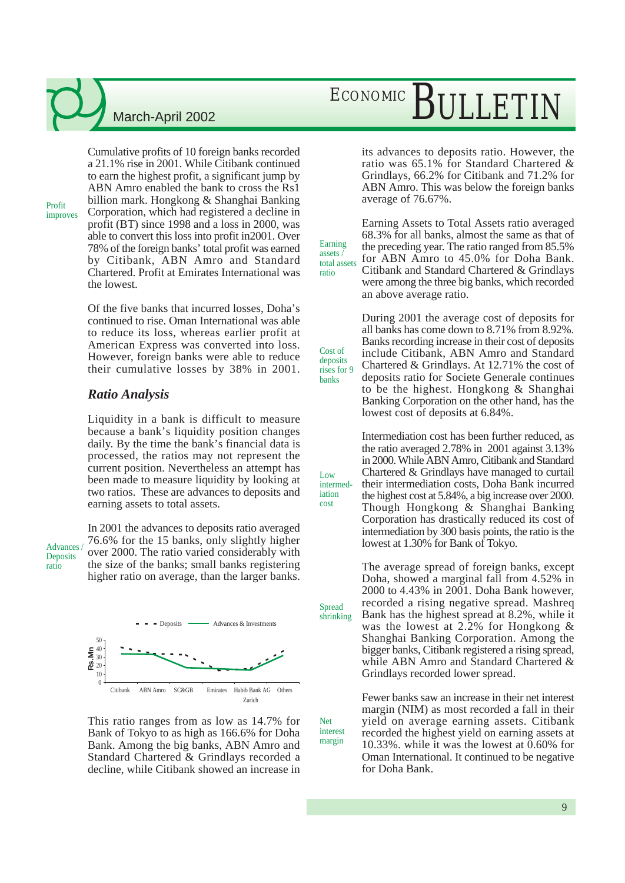Cumulative profits of 10 foreign banks recorded a 21.1% rise in 2001. While Citibank continued to earn the highest profit, a significant jump by ABN Amro enabled the bank to cross the Rs1 billion mark. Hongkong & Shanghai Banking Corporation, which had registered a decline in profit (BT) since 1998 and a loss in 2000, was able to convert this loss into profit in2001. Over 78% of the foreign banks' total profit was earned by Citibank, ABN Amro and Standard Chartered. Profit at Emirates International was the lowest.

Of the five banks that incurred losses, Doha's continued to rise. Oman International was able to reduce its loss, whereas earlier profit at American Express was converted into loss. However, foreign banks were able to reduce their cumulative losses by 38% in 2001.

### *Ratio Analysis*

Liquidity in a bank is difficult to measure because a bank's liquidity position changes daily. By the time the bank's financial data is processed, the ratios may not represent the current position. Nevertheless an attempt has been made to measure liquidity by looking at two ratios. These are advances to deposits and earning assets to total assets.

In 2001 the advances to deposits ratio averaged 76.6% for the 15 banks, only slightly higher over 2000. The ratio varied considerably with the size of the bank; small banks registering higher ratio on average, than the larger banks.

This ratio ranges from as low as 14.7% for Bank of Tokyo to as high as 166.6% for Doha Bank. Among the big banks, ABN Amro and Standard Chartered & Grindlays recorded a decline, while Citibank showed an increase in its advances to deposits ratio. However, the ratio was 65.1% for Standard Chartered & Grindlays, 66.2% for Citibank and 71.2% for ABN Amro. This was below the foreign banks average of 76.67%.

Earning Assets to Total Assets ratio averaged 68.3% for all banks, almost the same as that of the preceding year. The ratio ranged from 85.5% for ABN Amro to 45.0% for Doha Bank. Citibank and Standard Chartered & Grindlays were among the three big banks, which recorded an above average ratio.

During 2001 the average cost of deposits for all banks has come down to 8.71% from 8.92%. Banks recording increase in their cost of deposits include Citibank, ABN Amro and Standard Chartered & Grindlays. At 12.71% the cost of deposits ratio for Societe Generale continues to be the highest. Hongkong & Shanghai Banking Corporation on the other hand, has the lowest cost of deposits at 6.84%.

Intermediation cost has been further reduced, as the ratio averaged 2.78% in 2001 against 3.13% in 2000. While ABN Amro, Citibank and Standard Chartered & Grindlays have managed to curtail their intermediation costs, Doha Bank incurred the highest cost at 5.84%, a big increase over 2000. Though Hongkong & Shanghai Banking Corporation has drastically reduced its cost of intermediation by 300 basis points, the ratio is the lowest at 1.30% for Bank of Tokyo.

The average spread of foreign banks, except Doha, showed a marginal fall from 4.52% in 2000 to 4.43% in 2001. Doha Bank however, recorded a rising negative spread. Mashreq Bank has the highest spread at 8.2%, while it was the lowest at 2.2% for Hongkong & Shanghai Banking Corporation. Among the bigger banks, Citibank registered a rising spread, while ABN Amro and Standard Chartered & Grindlays recorded lower spread.

Fewer banks saw an increase in their net interest margin (NIM) as most recorded a fall in their yield on average earning assets. Citibank recorded the highest yield on earning assets at 10.33%. while it was the lowest at 0.60% for Oman International. It continued to be negative for Doha Bank.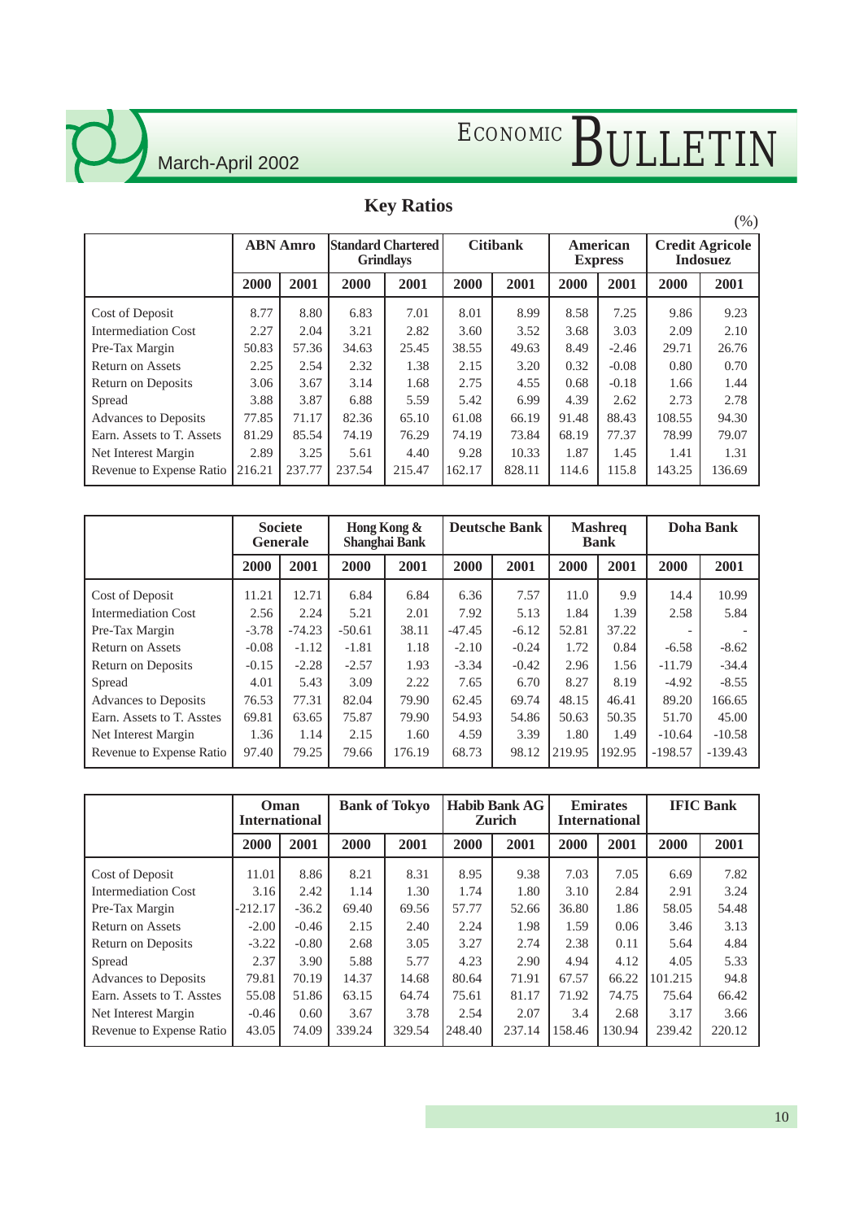## Key Ratios

(%)

| | ABN Amro | | Standard Chartered Grindlays | | Citibank | | American Express | | Credit Agricole Indosuez | |
|---|---|---|---|---|---|---|---|---|---|---|
| | 2000 | 2001 | 2000 | 2001 | 2000 | 2001 | 2000 | 2001 | 2000 | 2001 |
| Cost of Deposit | 8.77 | 8.80 | 6.83 | 7.01 | 8.01 | 8.99 | 8.58 | 7.25 | 9.86 | 9.23 |
| Intermediation Cost | 2.27 | 2.04 | 3.21 | 2.82 | 3.60 | 3.52 | 3.68 | 3.03 | 2.09 | 2.10 |
| Pre-Tax Margin | 50.83 | 57.36 | 34.63 | 25.45 | 38.55 | 49.63 | 8.49 | -2.46 | 29.71 | 26.76 |
| Return on Assets | 2.25 | 2.54 | 2.32 | 1.38 | 2.15 | 3.20 | 0.32 | -0.08 | 0.80 | 0.70 |
| Return on Deposits | 3.06 | 3.67 | 3.14 | 1.68 | 2.75 | 4.55 | 0.68 | -0.18 | 1.66 | 1.44 |
| Spread | 3.88 | 3.87 | 6.88 | 5.59 | 5.42 | 6.99 | 4.39 | 2.62 | 2.73 | 2.78 |
| Advances to Deposits | 77.85 | 71.17 | 82.36 | 65.10 | 61.08 | 66.19 | 91.48 | 88.43 | 108.55 | 94.30 |
| Earn. Assets to T. Assets | 81.29 | 85.54 | 74.19 | 76.29 | 74.19 | 73.84 | 68.19 | 77.37 | 78.99 | 79.07 |
| Net Interest Margin | 2.89 | 3.25 | 5.61 | 4.40 | 9.28 | 10.33 | 1.87 | 1.45 | 1.41 | 1.31 |
| Revenue to Expense Ratio | 216.21 | 237.77 | 237.54 | 215.47 | 162.17 | 828.11 | 114.6 | 115.8 | 143.25 | 136.69 |

| | Societe Generale | | Hong Kong & Shanghai Bank | | Deutsche Bank | | Mashreq Bank | | Doha Bank | |
|---|---|---|---|---|---|---|---|---|---|---|
| | 2000 | 2001 | 2000 | 2001 | 2000 | 2001 | 2000 | 2001 | 2000 | 2001 |
| Cost of Deposit | 11.21 | 12.71 | 6.84 | 6.84 | 6.36 | 7.57 | 11.0 | 9.9 | 14.4 | 10.99 |
| Intermediation Cost | 2.56 | 2.24 | 5.21 | 2.01 | 7.92 | 5.13 | 1.84 | 1.39 | 2.58 | 5.84 |
| Pre-Tax Margin | -3.78 | -74.23 | -50.61 | 38.11 | -47.45 | -6.12 | 52.81 | 37.22 | - | - |
| Return on Assets | -0.08 | -1.12 | -1.81 | 1.18 | -2.10 | -0.24 | 1.72 | 0.84 | -6.58 | -8.62 |
| Return on Deposits | -0.15 | -2.28 | -2.57 | 1.93 | -3.34 | -0.42 | 2.96 | 1.56 | -11.79 | -34.4 |
| Spread | 4.01 | 5.43 | 3.09 | 2.22 | 7.65 | 6.70 | 8.27 | 8.19 | -4.92 | -8.55 |
| Advances to Deposits | 76.53 | 77.31 | 82.04 | 79.90 | 62.45 | 69.74 | 48.15 | 46.41 | 89.20 | 166.65 |
| Earn. Assets to T. Asstes | 69.81 | 63.65 | 75.87 | 79.90 | 54.93 | 54.86 | 50.63 | 50.35 | 51.70 | 45.00 |
| Net Interest Margin | 1.36 | 1.14 | 2.15 | 1.60 | 4.59 | 3.39 | 1.80 | 1.49 | -10.64 | -10.58 |
| Revenue to Expense Ratio | 97.40 | 79.25 | 79.66 | 176.19 | 68.73 | 98.12 | 219.95 | 192.95 | -198.57 | -139.43 |

| | Oman International | | Bank of Tokyo | | Habib Bank AG Zurich | | Emirates International | | IFIC Bank | |
|---|---|---|---|---|---|---|---|---|---|---|
| | 2000 | 2001 | 2000 | 2001 | 2000 | 2001 | 2000 | 2001 | 2000 | 2001 |
| Cost of Deposit | 11.01 | 8.86 | 8.21 | 8.31 | 8.95 | 9.38 | 7.03 | 7.05 | 6.69 | 7.82 |
| Intermediation Cost | 3.16 | 2.42 | 1.14 | 1.30 | 1.74 | 1.80 | 3.10 | 2.84 | 2.91 | 3.24 |
| Pre-Tax Margin | -212.17 | -36.2 | 69.40 | 69.56 | 57.77 | 52.66 | 36.80 | 1.86 | 58.05 | 54.48 |
| Return on Assets | -2.00 | -0.46 | 2.15 | 2.40 | 2.24 | 1.98 | 1.59 | 0.06 | 3.46 | 3.13 |
| Return on Deposits | -3.22 | -0.80 | 2.68 | 3.05 | 3.27 | 2.74 | 2.38 | 0.11 | 5.64 | 4.84 |
| Spread | 2.37 | 3.90 | 5.88 | 5.77 | 4.23 | 2.90 | 4.94 | 4.12 | 4.05 | 5.33 |
| Advances to Deposits | 79.81 | 70.19 | 14.37 | 14.68 | 80.64 | 71.91 | 67.57 | 66.22 | 101.215 | 94.8 |
| Earn. Assets to T. Asstes | 55.08 | 51.86 | 63.15 | 64.74 | 75.61 | 81.17 | 71.92 | 74.75 | 75.64 | 66.42 |
| Net Interest Margin | -0.46 | 0.60 | 3.67 | 3.78 | 2.54 | 2.07 | 3.4 | 2.68 | 3.17 | 3.66 |
| Revenue to Expense Ratio | 43.05 | 74.09 | 339.24 | 329.54 | 248.40 | 237.14 | 158.46 | 130.94 | 239.42 | 220.12 |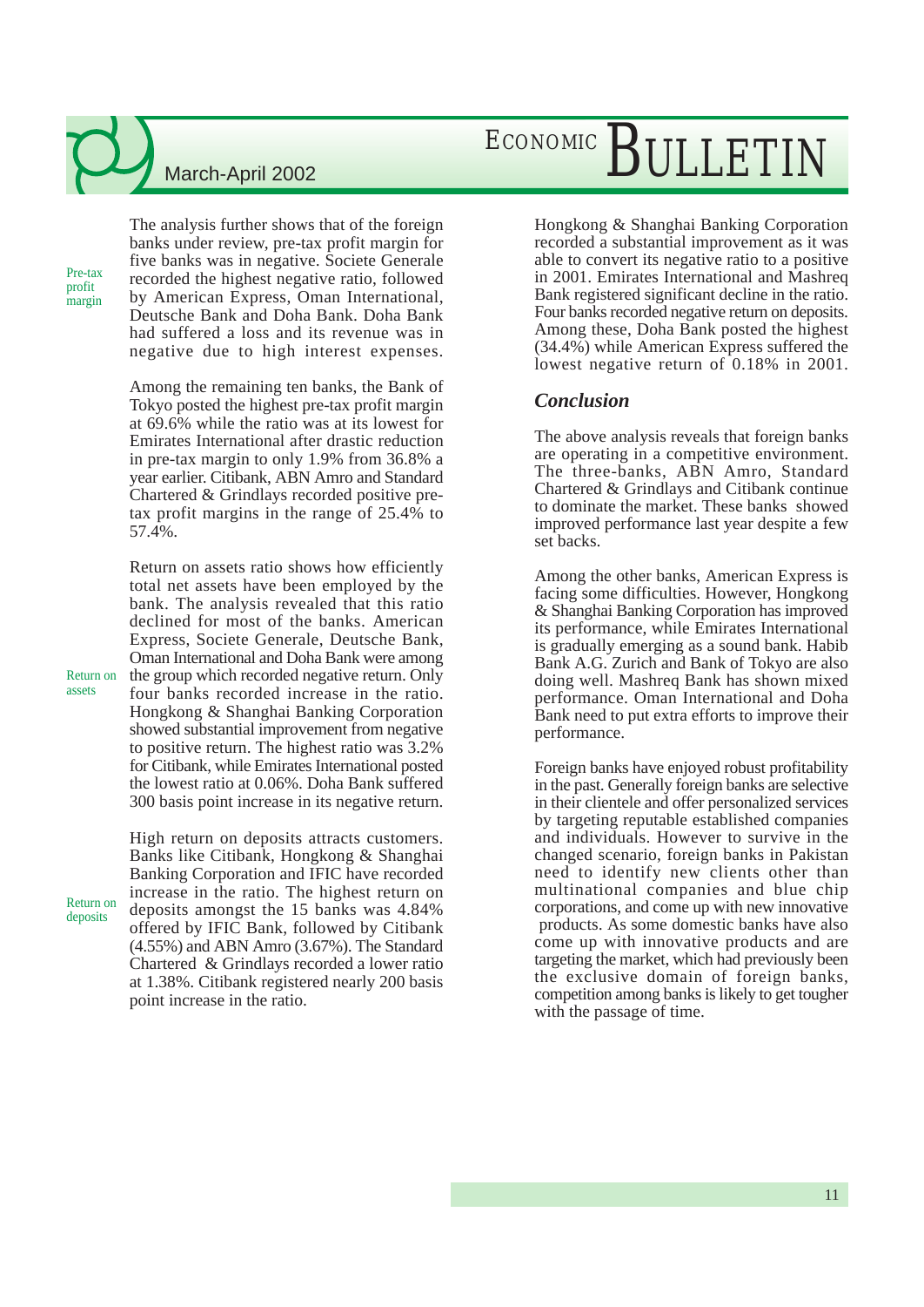Pre-tax profit margin

The analysis further shows that of the foreign banks under review, pre-tax profit margin for five banks was in negative. Societe Generale recorded the highest negative ratio, followed by American Express, Oman International, Deutsche Bank and Doha Bank. Doha Bank had suffered a loss and its revenue was in negative due to high interest expenses.

Among the remaining ten banks, the Bank of Tokyo posted the highest pre-tax profit margin at 69.6% while the ratio was at its lowest for Emirates International after drastic reduction in pre-tax margin to only 1.9% from 36.8% a year earlier. Citibank, ABN Amro and Standard Chartered & Grindlays recorded positive pre-tax profit margins in the range of 25.4% to 57.4%.

Return on assets

Return on assets ratio shows how efficiently total net assets have been employed by the bank. The analysis revealed that this ratio declined for most of the banks. American Express, Societe Generale, Deutsche Bank, Oman International and Doha Bank were among the group which recorded negative return. Only four banks recorded increase in the ratio. Hongkong & Shanghai Banking Corporation showed substantial improvement from negative to positive return. The highest ratio was 3.2% for Citibank, while Emirates International posted the lowest ratio at 0.06%. Doha Bank suffered 300 basis point increase in its negative return.

Return on deposits

High return on deposits attracts customers. Banks like Citibank, Hongkong & Shanghai Banking Corporation and IFIC have recorded increase in the ratio. The highest return on deposits amongst the 15 banks was 4.84% offered by IFIC Bank, followed by Citibank (4.55%) and ABN Amro (3.67%). The Standard Chartered & Grindlays recorded a lower ratio at 1.38%. Citibank registered nearly 200 basis point increase in the ratio.

Hongkong & Shanghai Banking Corporation recorded a substantial improvement as it was able to convert its negative ratio to a positive in 2001. Emirates International and Mashreq Bank registered significant decline in the ratio. Four banks recorded negative return on deposits. Among these, Doha Bank posted the highest (34.4%) while American Express suffered the lowest negative return of 0.18% in 2001.

### *Conclusion*

The above analysis reveals that foreign banks are operating in a competitive environment. The three-banks, ABN Amro, Standard Chartered & Grindlays and Citibank continue to dominate the market. These banks showed improved performance last year despite a few set backs.

Among the other banks, American Express is facing some difficulties. However, Hongkong & Shanghai Banking Corporation has improved its performance, while Emirates International is gradually emerging as a sound bank. Habib Bank A.G. Zurich and Bank of Tokyo are also doing well. Mashreq Bank has shown mixed performance. Oman International and Doha Bank need to put extra efforts to improve their performance.

Foreign banks have enjoyed robust profitability in the past. Generally foreign banks are selective in their clientele and offer personalized services by targeting reputable established companies and individuals. However to survive in the changed scenario, foreign banks in Pakistan need to identify new clients other than multinational companies and blue chip corporations, and come up with new innovative products. As some domestic banks have also come up with innovative products and are targeting the market, which had previously been the exclusive domain of foreign banks, competition among banks is likely to get tougher with the passage of time.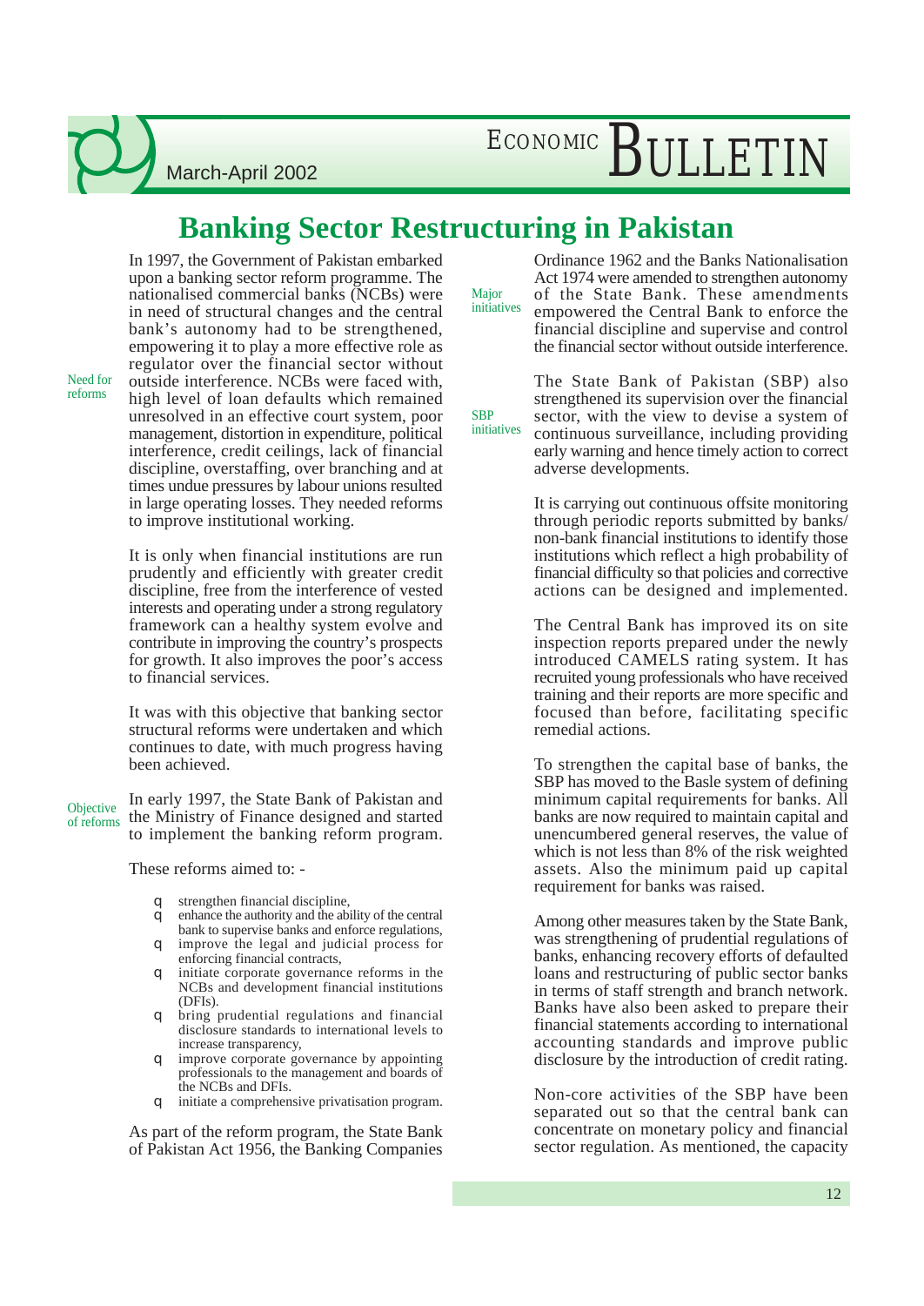# Banking Sector Restructuring in Pakistan

In 1997, the Government of Pakistan embarked upon a banking sector reform programme. The nationalised commercial banks (NCBs) were in need of structural changes and the central bank's autonomy had to be strengthened, empowering it to play a more effective role as regulator over the financial sector without outside interference. NCBs were faced with, high level of loan defaults which remained unresolved in an effective court system, poor management, distortion in expenditure, political interference, credit ceilings, lack of financial discipline, overstaffing, over branching and at times undue pressures by labour unions resulted in large operating losses. They needed reforms to improve institutional working.

*Need for reforms*

It is only when financial institutions are run prudently and efficiently with greater credit discipline, free from the interference of vested interests and operating under a strong regulatory framework can a healthy system evolve and contribute in improving the country's prospects for growth. It also improves the poor's access to financial services.

It was with this objective that banking sector structural reforms were undertaken and which continues to date, with much progress having been achieved.

*Objective of reforms*

In early 1997, the State Bank of Pakistan and the Ministry of Finance designed and started to implement the banking reform program.

These reforms aimed to: -

- strengthen financial discipline,
- enhance the authority and the ability of the central bank to supervise banks and enforce regulations,
- improve the legal and judicial process for enforcing financial contracts,
- initiate corporate governance reforms in the NCBs and development financial institutions (DFIs).
- bring prudential regulations and financial disclosure standards to international levels to increase transparency,
- improve corporate governance by appointing professionals to the management and boards of the NCBs and DFIs.
- initiate a comprehensive privatisation program.

*Major initiatives*

As part of the reform program, the State Bank of Pakistan Act 1956, the Banking Companies Ordinance 1962 and the Banks Nationalisation Act 1974 were amended to strengthen autonomy of the State Bank. These amendments empowered the Central Bank to enforce the financial discipline and supervise and control the financial sector without outside interference.

*SBP initiatives*

The State Bank of Pakistan (SBP) also strengthened its supervision over the financial sector, with the view to devise a system of continuous surveillance, including providing early warning and hence timely action to correct adverse developments.

It is carrying out continuous offsite monitoring through periodic reports submitted by banks/ non-bank financial institutions to identify those institutions which reflect a high probability of financial difficulty so that policies and corrective actions can be designed and implemented.

The Central Bank has improved its on site inspection reports prepared under the newly introduced CAMELS rating system. It has recruited young professionals who have received training and their reports are more specific and focused than before, facilitating specific remedial actions.

To strengthen the capital base of banks, the SBP has moved to the Basle system of defining minimum capital requirements for banks. All banks are now required to maintain capital and unencumbered general reserves, the value of which is not less than 8% of the risk weighted assets. Also the minimum paid up capital requirement for banks was raised.

Among other measures taken by the State Bank, was strengthening of prudential regulations of banks, enhancing recovery efforts of defaulted loans and restructuring of public sector banks in terms of staff strength and branch network. Banks have also been asked to prepare their financial statements according to international accounting standards and improve public disclosure by the introduction of credit rating.

Non-core activities of the SBP have been separated out so that the central bank can concentrate on monetary policy and financial sector regulation. As mentioned, the capacity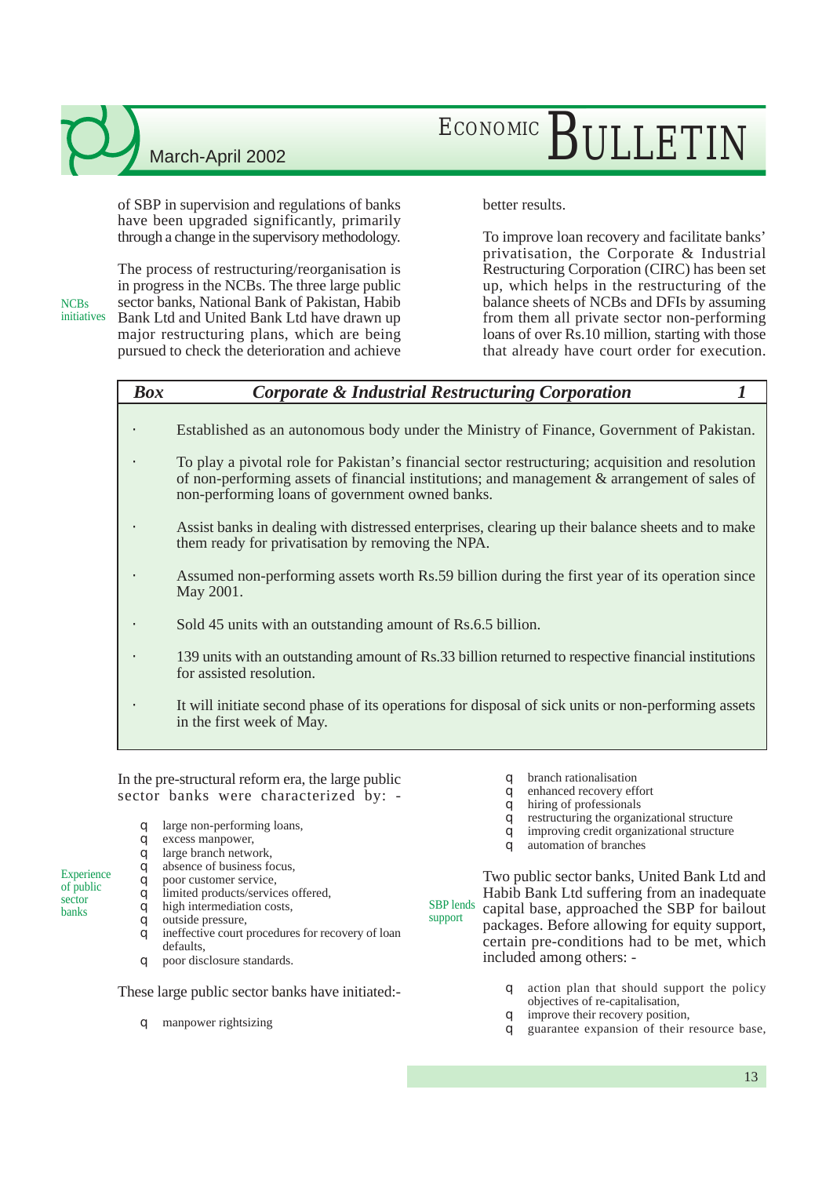of SBP in supervision and regulations of banks have been upgraded significantly, primarily through a change in the supervisory methodology.

NCBs initiatives

The process of restructuring/reorganisation is in progress in the NCBs. The three large public sector banks, National Bank of Pakistan, Habib Bank Ltd and United Bank Ltd have drawn up major restructuring plans, which are being pursued to check the deterioration and achieve better results.

To improve loan recovery and facilitate banks' privatisation, the Corporate & Industrial Restructuring Corporation (CIRC) has been set up, which helps in the restructuring of the balance sheets of NCBs and DFIs by assuming from them all private sector non-performing loans of over Rs.10 million, starting with those that already have court order for execution.

**Box 1: *Corporate & Industrial Restructuring Corporation***

- Established as an autonomous body under the Ministry of Finance, Government of Pakistan.
- To play a pivotal role for Pakistan's financial sector restructuring; acquisition and resolution of non-performing assets of financial institutions; and management & arrangement of sales of non-performing loans of government owned banks.
- Assist banks in dealing with distressed enterprises, clearing up their balance sheets and to make them ready for privatisation by removing the NPA.
- Assumed non-performing assets worth Rs.59 billion during the first year of its operation since May 2001.
- Sold 45 units with an outstanding amount of Rs.6.5 billion.
- 139 units with an outstanding amount of Rs.33 billion returned to respective financial institutions for assisted resolution.
- It will initiate second phase of its operations for disposal of sick units or non-performing assets in the first week of May.

Experience of public sector banks

In the pre-structural reform era, the large public sector banks were characterized by: -

- large non-performing loans,
- excess manpower,
- large branch network,
- absence of business focus,
- poor customer service,
- limited products/services offered,
- high intermediation costs,
- outside pressure,
- ineffective court procedures for recovery of loan defaults,
- poor disclosure standards.

These large public sector banks have initiated:-

- manpower rightsizing
- branch rationalisation
- enhanced recovery effort
- hiring of professionals
- restructuring the organizational structure
- improving credit organizational structure
- automation of branches

SBP lends support

Two public sector banks, United Bank Ltd and Habib Bank Ltd suffering from an inadequate capital base, approached the SBP for bailout packages. Before allowing for equity support, certain pre-conditions had to be met, which included among others: -

- action plan that should support the policy objectives of re-capitalisation,
- improve their recovery position,
- guarantee expansion of their resource base,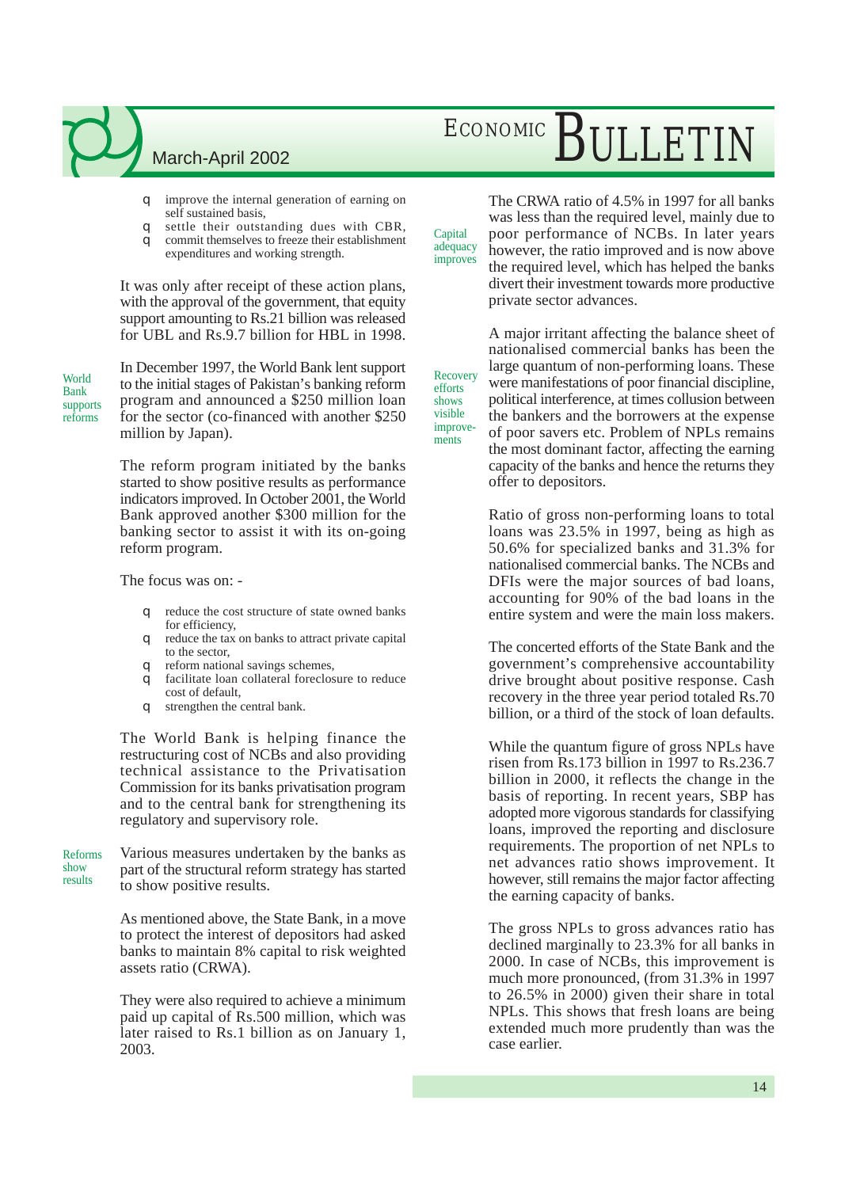- improve the internal generation of earning on self sustained basis,
- settle their outstanding dues with CBR,
- commit themselves to freeze their establishment expenditures and working strength.

It was only after receipt of these action plans, with the approval of the government, that equity support amounting to Rs.21 billion was released for UBL and Rs.9.7 billion for HBL in 1998.

*World Bank supports reforms*

In December 1997, the World Bank lent support to the initial stages of Pakistan's banking reform program and announced a $250 million loan for the sector (co-financed with another $250 million by Japan).

The reform program initiated by the banks started to show positive results as performance indicators improved. In October 2001, the World Bank approved another $300 million for the banking sector to assist it with its on-going reform program.

The focus was on: -

- reduce the cost structure of state owned banks for efficiency,
- reduce the tax on banks to attract private capital to the sector,
- reform national savings schemes,
- facilitate loan collateral foreclosure to reduce cost of default,
- strengthen the central bank.

The World Bank is helping finance the restructuring cost of NCBs and also providing technical assistance to the Privatisation Commission for its banks privatisation program and to the central bank for strengthening its regulatory and supervisory role.

*Reforms show results*

Various measures undertaken by the banks as part of the structural reform strategy has started to show positive results.

As mentioned above, the State Bank, in a move to protect the interest of depositors had asked banks to maintain 8% capital to risk weighted assets ratio (CRWA).

They were also required to achieve a minimum paid up capital of Rs.500 million, which was later raised to Rs.1 billion as on January 1, 2003.

*Capital adequacy improves*

The CRWA ratio of 4.5% in 1997 for all banks was less than the required level, mainly due to poor performance of NCBs. In later years however, the ratio improved and is now above the required level, which has helped the banks divert their investment towards more productive private sector advances.

*Recovery efforts shows visible improvements*

A major irritant affecting the balance sheet of nationalised commercial banks has been the large quantum of non-performing loans. These were manifestations of poor financial discipline, political interference, at times collusion between the bankers and the borrowers at the expense of poor savers etc. Problem of NPLs remains the most dominant factor, affecting the earning capacity of the banks and hence the returns they offer to depositors.

Ratio of gross non-performing loans to total loans was 23.5% in 1997, being as high as 50.6% for specialized banks and 31.3% for nationalised commercial banks. The NCBs and DFIs were the major sources of bad loans, accounting for 90% of the bad loans in the entire system and were the main loss makers.

The concerted efforts of the State Bank and the government's comprehensive accountability drive brought about positive response. Cash recovery in the three year period totaled Rs.70 billion, or a third of the stock of loan defaults.

While the quantum figure of gross NPLs have risen from Rs.173 billion in 1997 to Rs.236.7 billion in 2000, it reflects the change in the basis of reporting. In recent years, SBP has adopted more vigorous standards for classifying loans, improved the reporting and disclosure requirements. The proportion of net NPLs to net advances ratio shows improvement. It however, still remains the major factor affecting the earning capacity of banks.

The gross NPLs to gross advances ratio has declined marginally to 23.3% for all banks in 2000. In case of NCBs, this improvement is much more pronounced, (from 31.3% in 1997 to 26.5% in 2000) given their share in total NPLs. This shows that fresh loans are being extended much more prudently than was the case earlier.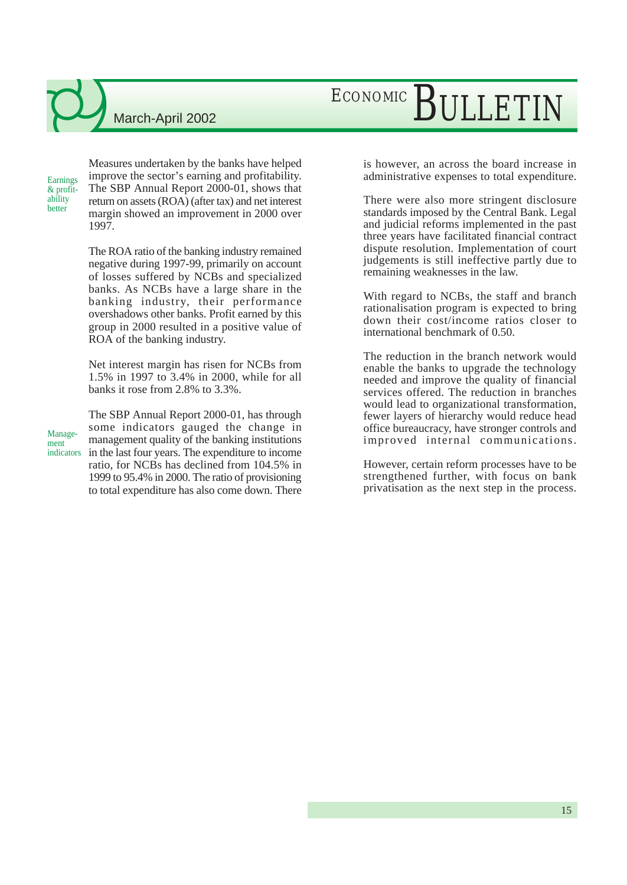**Earnings & profitability better**

Measures undertaken by the banks have helped improve the sector's earning and profitability. The SBP Annual Report 2000-01, shows that return on assets (ROA) (after tax) and net interest margin showed an improvement in 2000 over 1997.

The ROA ratio of the banking industry remained negative during 1997-99, primarily on account of losses suffered by NCBs and specialized banks. As NCBs have a large share in the banking industry, their performance overshadows other banks. Profit earned by this group in 2000 resulted in a positive value of ROA of the banking industry.

Net interest margin has risen for NCBs from 1.5% in 1997 to 3.4% in 2000, while for all banks it rose from 2.8% to 3.3%.

**Management indicators**

The SBP Annual Report 2000-01, has through some indicators gauged the change in management quality of the banking institutions in the last four years. The expenditure to income ratio, for NCBs has declined from 104.5% in 1999 to 95.4% in 2000. The ratio of provisioning to total expenditure has also come down. There is however, an across the board increase in administrative expenses to total expenditure.

There were also more stringent disclosure standards imposed by the Central Bank. Legal and judicial reforms implemented in the past three years have facilitated financial contract dispute resolution. Implementation of court judgements is still ineffective partly due to remaining weaknesses in the law.

With regard to NCBs, the staff and branch rationalisation program is expected to bring down their cost/income ratios closer to international benchmark of 0.50.

The reduction in the branch network would enable the banks to upgrade the technology needed and improve the quality of financial services offered. The reduction in branches would lead to organizational transformation, fewer layers of hierarchy would reduce head office bureaucracy, have stronger controls and improved internal communications.

However, certain reform processes have to be strengthened further, with focus on bank privatisation as the next step in the process.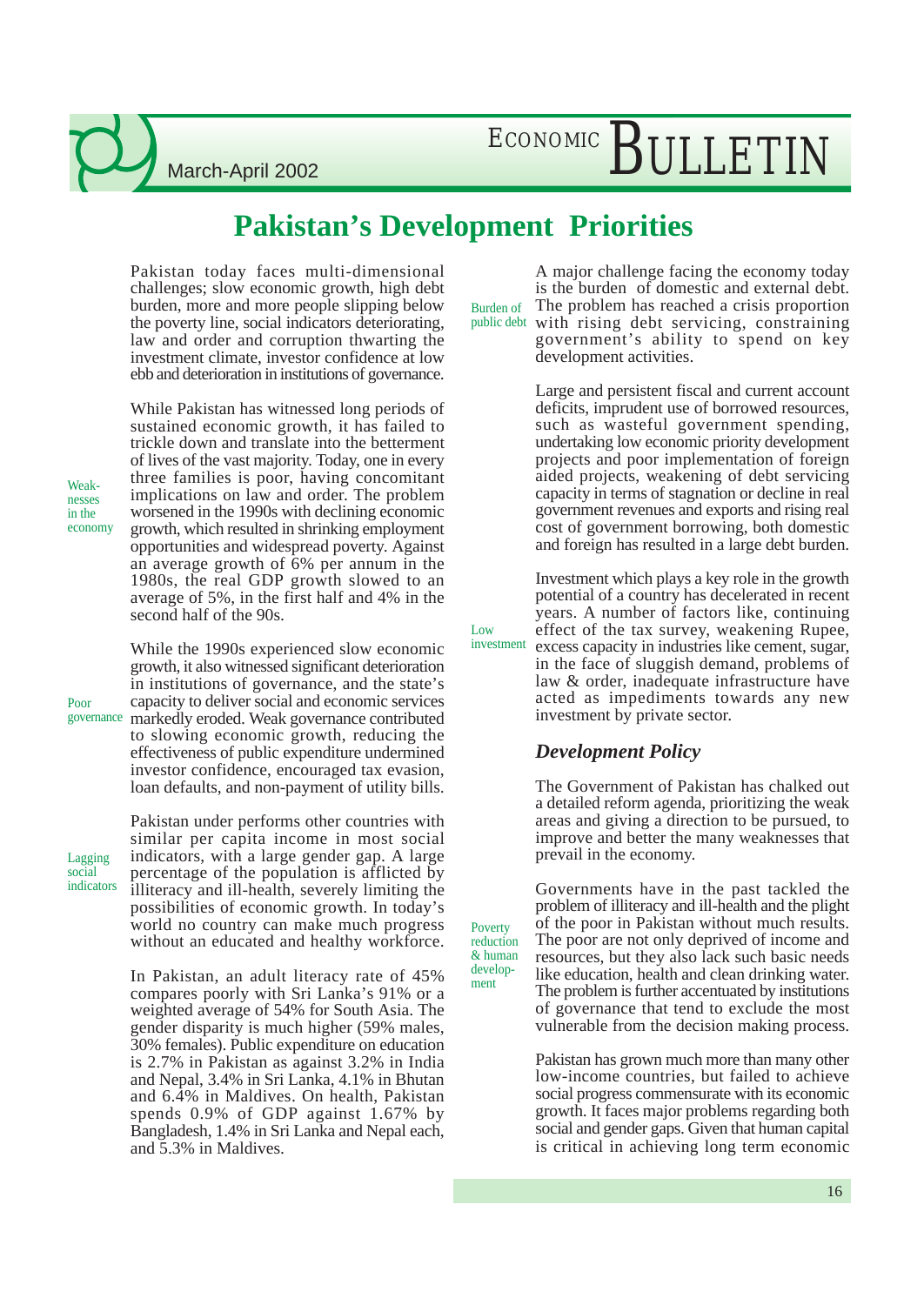# Pakistan's Development Priorities

Pakistan today faces multi-dimensional challenges; slow economic growth, high debt burden, more and more people slipping below the poverty line, social indicators deteriorating, law and order and corruption thwarting the investment climate, investor confidence at low ebb and deterioration in institutions of governance.

*Weaknesses in the economy*

While Pakistan has witnessed long periods of sustained economic growth, it has failed to trickle down and translate into the betterment of lives of the vast majority. Today, one in every three families is poor, having concomitant implications on law and order. The problem worsened in the 1990s with declining economic growth, which resulted in shrinking employment opportunities and widespread poverty. Against an average growth of 6% per annum in the 1980s, the real GDP growth slowed to an average of 5%, in the first half and 4% in the second half of the 90s.

*Poor governance*

While the 1990s experienced slow economic growth, it also witnessed significant deterioration in institutions of governance, and the state's capacity to deliver social and economic services markedly eroded. Weak governance contributed to slowing economic growth, reducing the effectiveness of public expenditure undermined investor confidence, encouraged tax evasion, loan defaults, and non-payment of utility bills.

*Lagging social indicators*

Pakistan under performs other countries with similar per capita income in most social indicators, with a large gender gap. A large percentage of the population is afflicted by illiteracy and ill-health, severely limiting the possibilities of economic growth. In today's world no country can make much progress without an educated and healthy workforce.

In Pakistan, an adult literacy rate of 45% compares poorly with Sri Lanka's 91% or a weighted average of 54% for South Asia. The gender disparity is much higher (59% males, 30% females). Public expenditure on education is 2.7% in Pakistan as against 3.2% in India and Nepal, 3.4% in Sri Lanka, 4.1% in Bhutan and 6.4% in Maldives. On health, Pakistan spends 0.9% of GDP against 1.67% by Bangladesh, 1.4% in Sri Lanka and Nepal each, and 5.3% in Maldives.

*Burden of public debt*

A major challenge facing the economy today is the burden of domestic and external debt. The problem has reached a crisis proportion with rising debt servicing, constraining government's ability to spend on key development activities.

Large and persistent fiscal and current account deficits, imprudent use of borrowed resources, such as wasteful government spending, undertaking low economic priority development projects and poor implementation of foreign aided projects, weakening of debt servicing capacity in terms of stagnation or decline in real government revenues and exports and rising real cost of government borrowing, both domestic and foreign has resulted in a large debt burden.

*Low investment*

Investment which plays a key role in the growth potential of a country has decelerated in recent years. A number of factors like, continuing effect of the tax survey, weakening Rupee, excess capacity in industries like cement, sugar, in the face of sluggish demand, problems of law & order, inadequate infrastructure have acted as impediments towards any new investment by private sector.

## *Development Policy*

The Government of Pakistan has chalked out a detailed reform agenda, prioritizing the weak areas and giving a direction to be pursued, to improve and better the many weaknesses that prevail in the economy.

*Poverty reduction & human development*

Governments have in the past tackled the problem of illiteracy and ill-health and the plight of the poor in Pakistan without much results. The poor are not only deprived of income and resources, but they also lack such basic needs like education, health and clean drinking water. The problem is further accentuated by institutions of governance that tend to exclude the most vulnerable from the decision making process.

Pakistan has grown much more than many other low-income countries, but failed to achieve social progress commensurate with its economic growth. It faces major problems regarding both social and gender gaps. Given that human capital is critical in achieving long term economic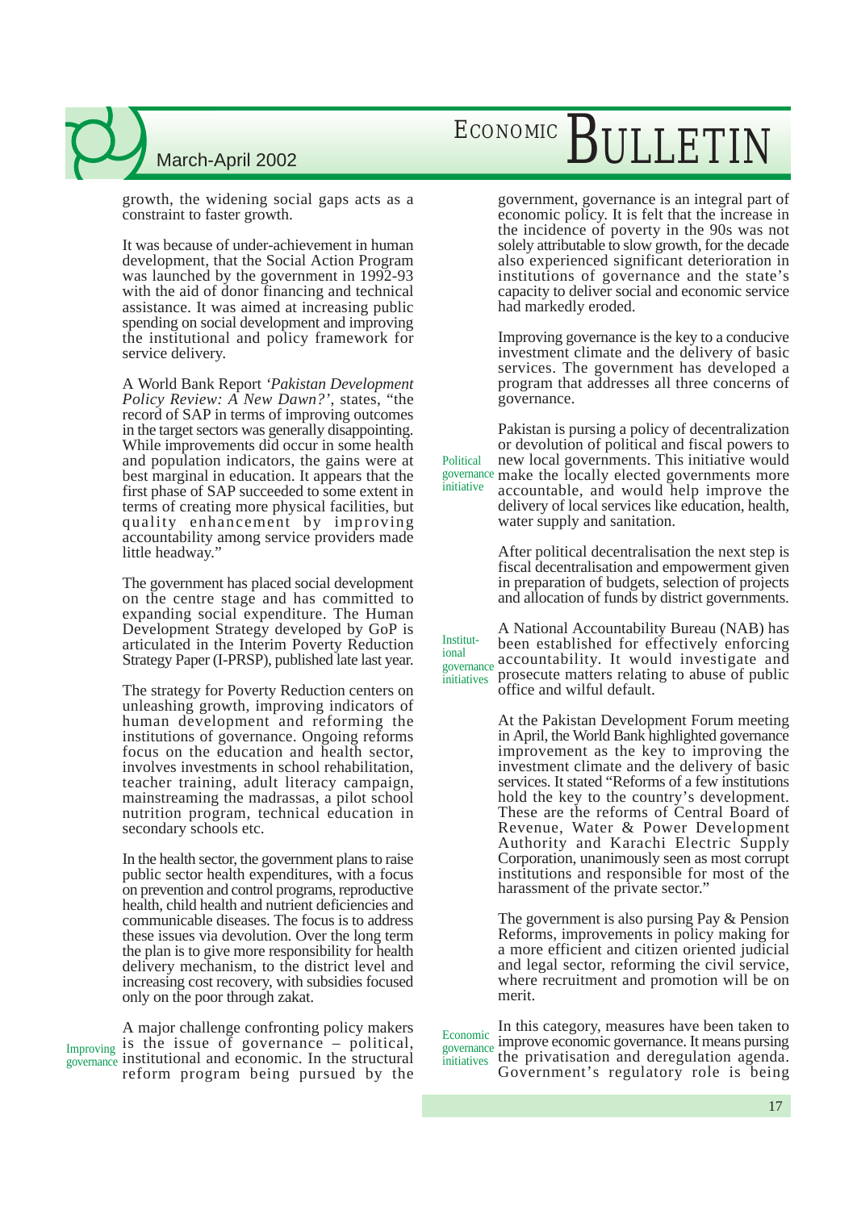growth, the widening social gaps acts as a constraint to faster growth.

It was because of under-achievement in human development, that the Social Action Program was launched by the government in 1992-93 with the aid of donor financing and technical assistance. It was aimed at increasing public spending on social development and improving the institutional and policy framework for service delivery.

A World Bank Report *'Pakistan Development Policy Review: A New Dawn?'*, states, "the record of SAP in terms of improving outcomes in the target sectors was generally disappointing. While improvements did occur in some health and population indicators, the gains were at best marginal in education. It appears that the first phase of SAP succeeded to some extent in terms of creating more physical facilities, but quality enhancement by improving accountability among service providers made little headway."

The government has placed social development on the centre stage and has committed to expanding social expenditure. The Human Development Strategy developed by GoP is articulated in the Interim Poverty Reduction Strategy Paper (I-PRSP), published late last year.

The strategy for Poverty Reduction centers on unleashing growth, improving indicators of human development and reforming the institutions of governance. Ongoing reforms focus on the education and health sector, involves investments in school rehabilitation, teacher training, adult literacy campaign, mainstreaming the madrassas, a pilot school nutrition program, technical education in secondary schools etc.

In the health sector, the government plans to raise public sector health expenditures, with a focus on prevention and control programs, reproductive health, child health and nutrient deficiencies and communicable diseases. The focus is to address these issues via devolution. Over the long term the plan is to give more responsibility for health delivery mechanism, to the district level and increasing cost recovery, with subsidies focused only on the poor through zakat.

**Improving governance**

A major challenge confronting policy makers is the issue of governance – political, institutional and economic. In the structural reform program being pursued by the government, governance is an integral part of economic policy. It is felt that the increase in the incidence of poverty in the 90s was not solely attributable to slow growth, for the decade also experienced significant deterioration in institutions of governance and the state's capacity to deliver social and economic service had markedly eroded.

Improving governance is the key to a conducive investment climate and the delivery of basic services. The government has developed a program that addresses all three concerns of governance.

**Political governance initiative**

Pakistan is pursing a policy of decentralization or devolution of political and fiscal powers to new local governments. This initiative would make the locally elected governments more accountable, and would help improve the delivery of local services like education, health, water supply and sanitation.

After political decentralisation the next step is fiscal decentralisation and empowerment given in preparation of budgets, selection of projects and allocation of funds by district governments.

**Institutional governance initiatives**

A National Accountability Bureau (NAB) has been established for effectively enforcing accountability. It would investigate and prosecute matters relating to abuse of public office and wilful default.

At the Pakistan Development Forum meeting in April, the World Bank highlighted governance improvement as the key to improving the investment climate and the delivery of basic services. It stated "Reforms of a few institutions hold the key to the country's development. These are the reforms of Central Board of Revenue, Water & Power Development Authority and Karachi Electric Supply Corporation, unanimously seen as most corrupt institutions and responsible for most of the harassment of the private sector."

The government is also pursing Pay & Pension Reforms, improvements in policy making for a more efficient and citizen oriented judicial and legal sector, reforming the civil service, where recruitment and promotion will be on merit.

**Economic governance initiatives**

In this category, measures have been taken to improve economic governance. It means pursing the privatisation and deregulation agenda. Government's regulatory role is being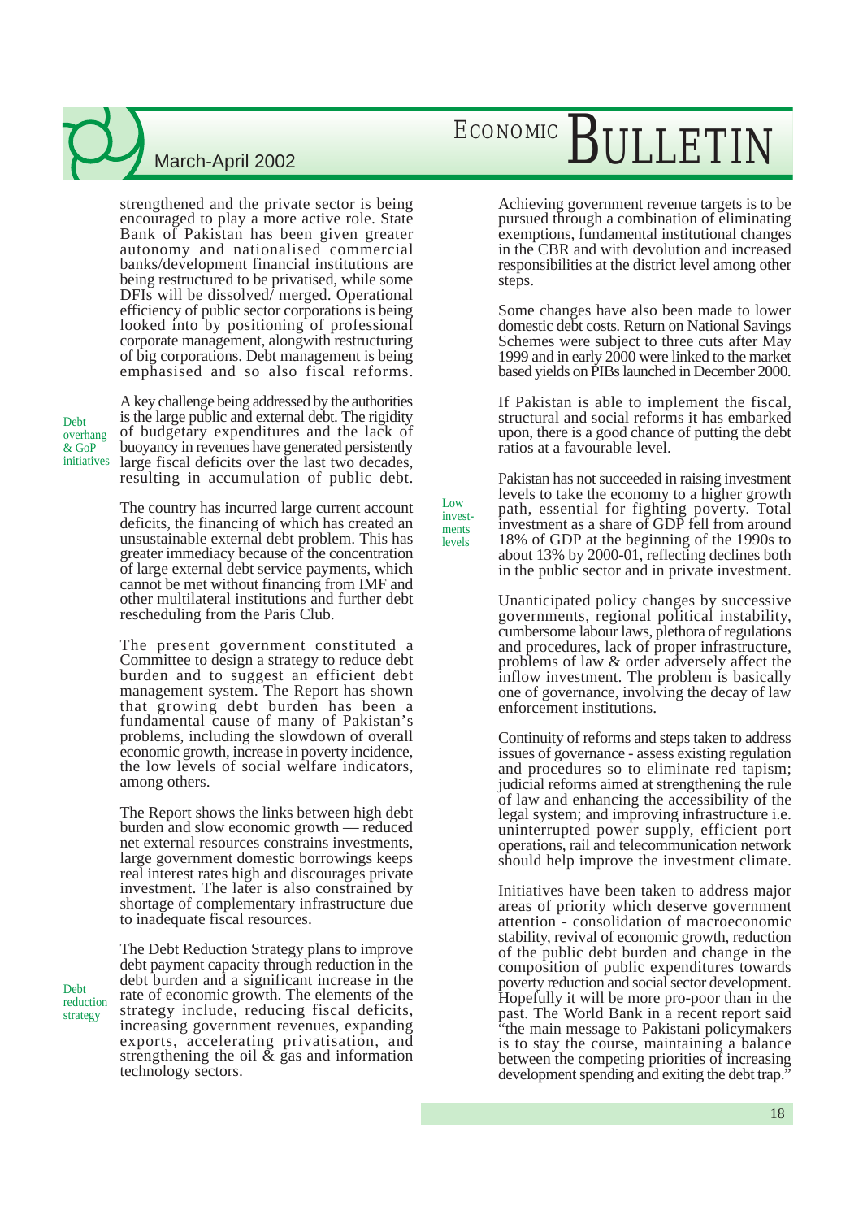strengthened and the private sector is being encouraged to play a more active role. State Bank of Pakistan has been given greater autonomy and nationalised commercial banks/development financial institutions are being restructured to be privatised, while some DFIs will be dissolved/ merged. Operational efficiency of public sector corporations is being looked into by positioning of professional corporate management, alongwith restructuring of big corporations. Debt management is being emphasised and so also fiscal reforms.

**Debt overhang & GoP initiatives**

A key challenge being addressed by the authorities is the large public and external debt. The rigidity of budgetary expenditures and the lack of buoyancy in revenues have generated persistently large fiscal deficits over the last two decades, resulting in accumulation of public debt.

The country has incurred large current account deficits, the financing of which has created an unsustainable external debt problem. This has greater immediacy because of the concentration of large external debt service payments, which cannot be met without financing from IMF and other multilateral institutions and further debt rescheduling from the Paris Club.

The present government constituted a Committee to design a strategy to reduce debt burden and to suggest an efficient debt management system. The Report has shown that growing debt burden has been a fundamental cause of many of Pakistan's problems, including the slowdown of overall economic growth, increase in poverty incidence, the low levels of social welfare indicators, among others.

The Report shows the links between high debt burden and slow economic growth — reduced net external resources constrains investments, large government domestic borrowings keeps real interest rates high and discourages private investment. The later is also constrained by shortage of complementary infrastructure due to inadequate fiscal resources.

**Debt reduction strategy**

The Debt Reduction Strategy plans to improve debt payment capacity through reduction in the debt burden and a significant increase in the rate of economic growth. The elements of the strategy include, reducing fiscal deficits, increasing government revenues, expanding exports, accelerating privatisation, and strengthening the oil & gas and information technology sectors.

Achieving government revenue targets is to be pursued through a combination of eliminating exemptions, fundamental institutional changes in the CBR and with devolution and increased responsibilities at the district level among other steps.

Some changes have also been made to lower domestic debt costs. Return on National Savings Schemes were subject to three cuts after May 1999 and in early 2000 were linked to the market based yields on PIBs launched in December 2000.

If Pakistan is able to implement the fiscal, structural and social reforms it has embarked upon, there is a good chance of putting the debt ratios at a favourable level.

**Low investments levels**

Pakistan has not succeeded in raising investment levels to take the economy to a higher growth path, essential for fighting poverty. Total investment as a share of GDP fell from around 18% of GDP at the beginning of the 1990s to about 13% by 2000-01, reflecting declines both in the public sector and in private investment.

Unanticipated policy changes by successive governments, regional political instability, cumbersome labour laws, plethora of regulations and procedures, lack of proper infrastructure, problems of law & order adversely affect the inflow investment. The problem is basically one of governance, involving the decay of law enforcement institutions.

Continuity of reforms and steps taken to address issues of governance - assess existing regulation and procedures so to eliminate red tapism; judicial reforms aimed at strengthening the rule of law and enhancing the accessibility of the legal system; and improving infrastructure i.e. uninterrupted power supply, efficient port operations, rail and telecommunication network should help improve the investment climate.

Initiatives have been taken to address major areas of priority which deserve government attention - consolidation of macroeconomic stability, revival of economic growth, reduction of the public debt burden and change in the composition of public expenditures towards poverty reduction and social sector development. Hopefully it will be more pro-poor than in the past. The World Bank in a recent report said "the main message to Pakistani policymakers is to stay the course, maintaining a balance between the competing priorities of increasing development spending and exiting the debt trap."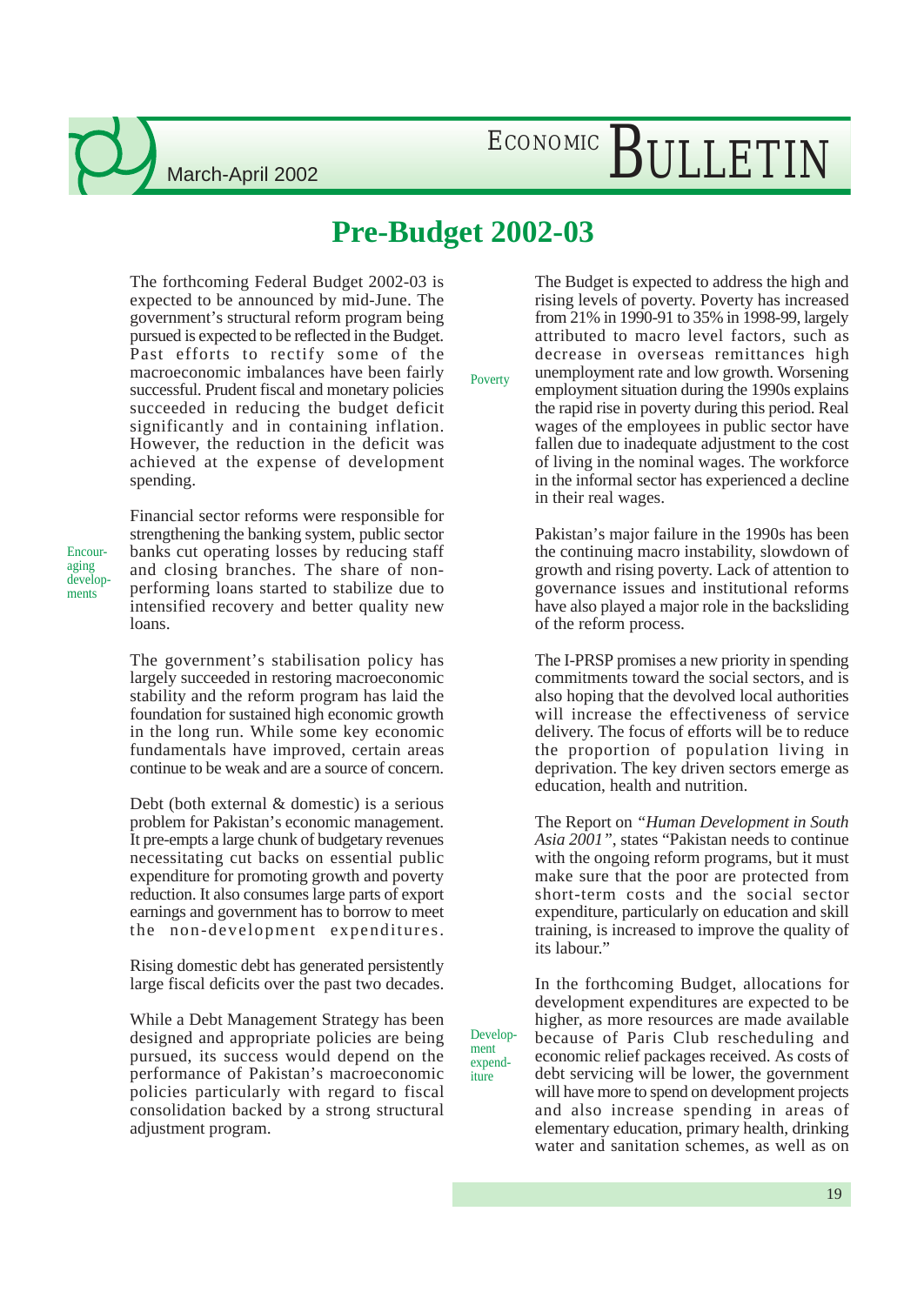# Pre-Budget 2002-03

The forthcoming Federal Budget 2002-03 is expected to be announced by mid-June. The government's structural reform program being pursued is expected to be reflected in the Budget. Past efforts to rectify some of the macroeconomic imbalances have been fairly successful. Prudent fiscal and monetary policies succeeded in reducing the budget deficit significantly and in containing inflation. However, the reduction in the deficit was achieved at the expense of development spending.

Encouraging developments

Financial sector reforms were responsible for strengthening the banking system, public sector banks cut operating losses by reducing staff and closing branches. The share of non-performing loans started to stabilize due to intensified recovery and better quality new loans.

The government's stabilisation policy has largely succeeded in restoring macroeconomic stability and the reform program has laid the foundation for sustained high economic growth in the long run. While some key economic fundamentals have improved, certain areas continue to be weak and are a source of concern.

Debt (both external & domestic) is a serious problem for Pakistan's economic management. It pre-empts a large chunk of budgetary revenues necessitating cut backs on essential public expenditure for promoting growth and poverty reduction. It also consumes large parts of export earnings and government has to borrow to meet the non-development expenditures.

Rising domestic debt has generated persistently large fiscal deficits over the past two decades.

While a Debt Management Strategy has been designed and appropriate policies are being pursued, its success would depend on the performance of Pakistan's macroeconomic policies particularly with regard to fiscal consolidation backed by a strong structural adjustment program.

Poverty

The Budget is expected to address the high and rising levels of poverty. Poverty has increased from 21% in 1990-91 to 35% in 1998-99, largely attributed to macro level factors, such as decrease in overseas remittances high unemployment rate and low growth. Worsening employment situation during the 1990s explains the rapid rise in poverty during this period. Real wages of the employees in public sector have fallen due to inadequate adjustment to the cost of living in the nominal wages. The workforce in the informal sector has experienced a decline in their real wages.

Pakistan's major failure in the 1990s has been the continuing macro instability, slowdown of growth and rising poverty. Lack of attention to governance issues and institutional reforms have also played a major role in the backsliding of the reform process.

The I-PRSP promises a new priority in spending commitments toward the social sectors, and is also hoping that the devolved local authorities will increase the effectiveness of service delivery. The focus of efforts will be to reduce the proportion of population living in deprivation. The key driven sectors emerge as education, health and nutrition.

The Report on *"Human Development in South Asia 2001"*, states "Pakistan needs to continue with the ongoing reform programs, but it must make sure that the poor are protected from short-term costs and the social sector expenditure, particularly on education and skill training, is increased to improve the quality of its labour."

Development expenditure

In the forthcoming Budget, allocations for development expenditures are expected to be higher, as more resources are made available because of Paris Club rescheduling and economic relief packages received. As costs of debt servicing will be lower, the government will have more to spend on development projects and also increase spending in areas of elementary education, primary health, drinking water and sanitation schemes, as well as on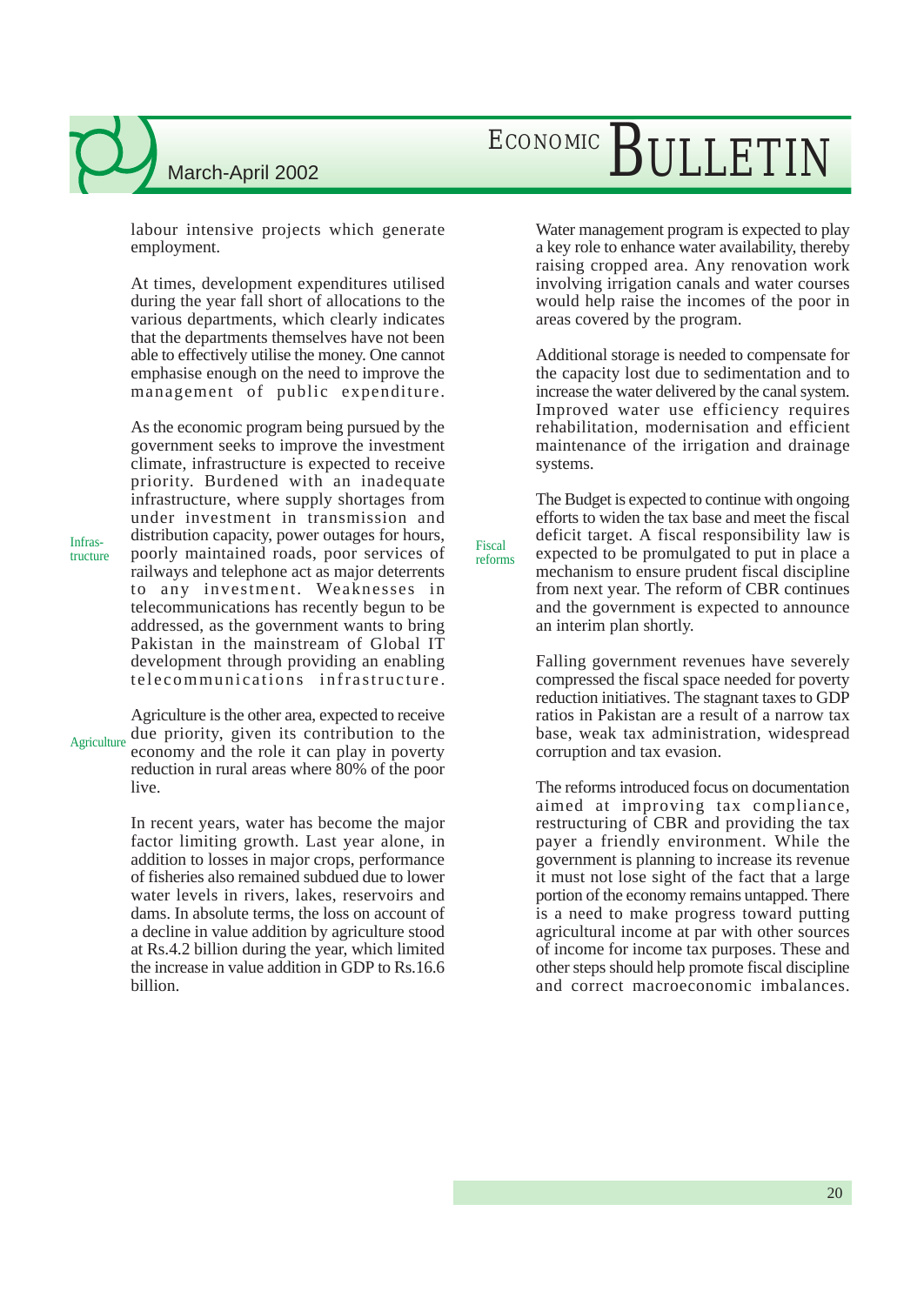labour intensive projects which generate employment.

At times, development expenditures utilised during the year fall short of allocations to the various departments, which clearly indicates that the departments themselves have not been able to effectively utilise the money. One cannot emphasise enough on the need to improve the management of public expenditure.

**Infrastructure**

As the economic program being pursued by the government seeks to improve the investment climate, infrastructure is expected to receive priority. Burdened with an inadequate infrastructure, where supply shortages from under investment in transmission and distribution capacity, power outages for hours, poorly maintained roads, poor services of railways and telephone act as major deterrents to any investment. Weaknesses in telecommunications has recently begun to be addressed, as the government wants to bring Pakistan in the mainstream of Global IT development through providing an enabling telecommunications infrastructure.

**Agriculture**

Agriculture is the other area, expected to receive due priority, given its contribution to the economy and the role it can play in poverty reduction in rural areas where 80% of the poor live.

In recent years, water has become the major factor limiting growth. Last year alone, in addition to losses in major crops, performance of fisheries also remained subdued due to lower water levels in rivers, lakes, reservoirs and dams. In absolute terms, the loss on account of a decline in value addition by agriculture stood at Rs.4.2 billion during the year, which limited the increase in value addition in GDP to Rs.16.6 billion.

Water management program is expected to play a key role to enhance water availability, thereby raising cropped area. Any renovation work involving irrigation canals and water courses would help raise the incomes of the poor in areas covered by the program.

Additional storage is needed to compensate for the capacity lost due to sedimentation and to increase the water delivered by the canal system. Improved water use efficiency requires rehabilitation, modernisation and efficient maintenance of the irrigation and drainage systems.

**Fiscal reforms**

The Budget is expected to continue with ongoing efforts to widen the tax base and meet the fiscal deficit target. A fiscal responsibility law is expected to be promulgated to put in place a mechanism to ensure prudent fiscal discipline from next year. The reform of CBR continues and the government is expected to announce an interim plan shortly.

Falling government revenues have severely compressed the fiscal space needed for poverty reduction initiatives. The stagnant taxes to GDP ratios in Pakistan are a result of a narrow tax base, weak tax administration, widespread corruption and tax evasion.

The reforms introduced focus on documentation aimed at improving tax compliance, restructuring of CBR and providing the tax payer a friendly environment. While the government is planning to increase its revenue it must not lose sight of the fact that a large portion of the economy remains untapped. There is a need to make progress toward putting agricultural income at par with other sources of income for income tax purposes. These and other steps should help promote fiscal discipline and correct macroeconomic imbalances.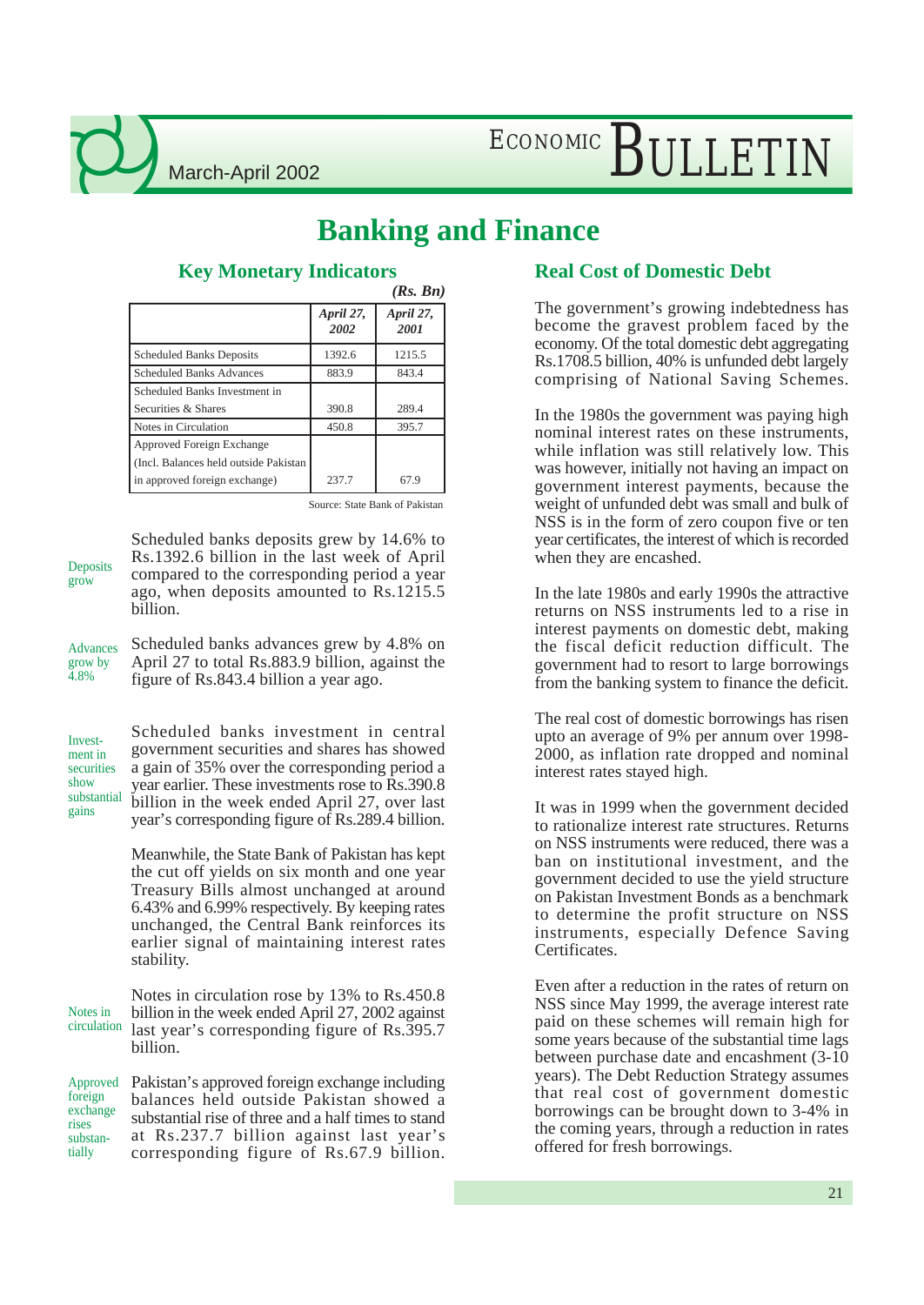# Banking and Finance

## Key Monetary Indicators

*(Rs. Bn)*

| | *April 27, 2002* | *April 27, 2001* |
|---|---|---|
| Scheduled Banks Deposits | 1392.6 | 1215.5 |
| Scheduled Banks Advances | 883.9 | 843.4 |
| Scheduled Banks Investment in Securities & Shares | 390.8 | 289.4 |
| Notes in Circulation | 450.8 | 395.7 |
| Approved Foreign Exchange (Incl. Balances held outside Pakistan in approved foreign exchange) | 237.7 | 67.9 |

Source: State Bank of Pakistan

**Deposits grow**

Scheduled banks deposits grew by 14.6% to Rs.1392.6 billion in the last week of April compared to the corresponding period a year ago, when deposits amounted to Rs.1215.5 billion.

**Advances grow by 4.8%**

Scheduled banks advances grew by 4.8% on April 27 to total Rs.883.9 billion, against the figure of Rs.843.4 billion a year ago.

**Investment in securities show substantial gains**

Scheduled banks investment in central government securities and shares has showed a gain of 35% over the corresponding period a year earlier. These investments rose to Rs.390.8 billion in the week ended April 27, over last year's corresponding figure of Rs.289.4 billion.

Meanwhile, the State Bank of Pakistan has kept the cut off yields on six month and one year Treasury Bills almost unchanged at around 6.43% and 6.99% respectively. By keeping rates unchanged, the Central Bank reinforces its earlier signal of maintaining interest rates stability.

**Notes in circulation**

Notes in circulation rose by 13% to Rs.450.8 billion in the week ended April 27, 2002 against last year's corresponding figure of Rs.395.7 billion.

**Approved foreign exchange rises substantially**

Pakistan's approved foreign exchange including balances held outside Pakistan showed a substantial rise of three and a half times to stand at Rs.237.7 billion against last year's corresponding figure of Rs.67.9 billion.

## Real Cost of Domestic Debt

The government's growing indebtedness has become the gravest problem faced by the economy. Of the total domestic debt aggregating Rs.1708.5 billion, 40% is unfunded debt largely comprising of National Saving Schemes.

In the 1980s the government was paying high nominal interest rates on these instruments, while inflation was still relatively low. This was however, initially not having an impact on government interest payments, because the weight of unfunded debt was small and bulk of NSS is in the form of zero coupon five or ten year certificates, the interest of which is recorded when they are encashed.

In the late 1980s and early 1990s the attractive returns on NSS instruments led to a rise in interest payments on domestic debt, making the fiscal deficit reduction difficult. The government had to resort to large borrowings from the banking system to finance the deficit.

The real cost of domestic borrowings has risen upto an average of 9% per annum over 1998-2000, as inflation rate dropped and nominal interest rates stayed high.

It was in 1999 when the government decided to rationalize interest rate structures. Returns on NSS instruments were reduced, there was a ban on institutional investment, and the government decided to use the yield structure on Pakistan Investment Bonds as a benchmark to determine the profit structure on NSS instruments, especially Defence Saving Certificates.

Even after a reduction in the rates of return on NSS since May 1999, the average interest rate paid on these schemes will remain high for some years because of the substantial time lags between purchase date and encashment (3-10 years). The Debt Reduction Strategy assumes that real cost of government domestic borrowings can be brought down to 3-4% in the coming years, through a reduction in rates offered for fresh borrowings.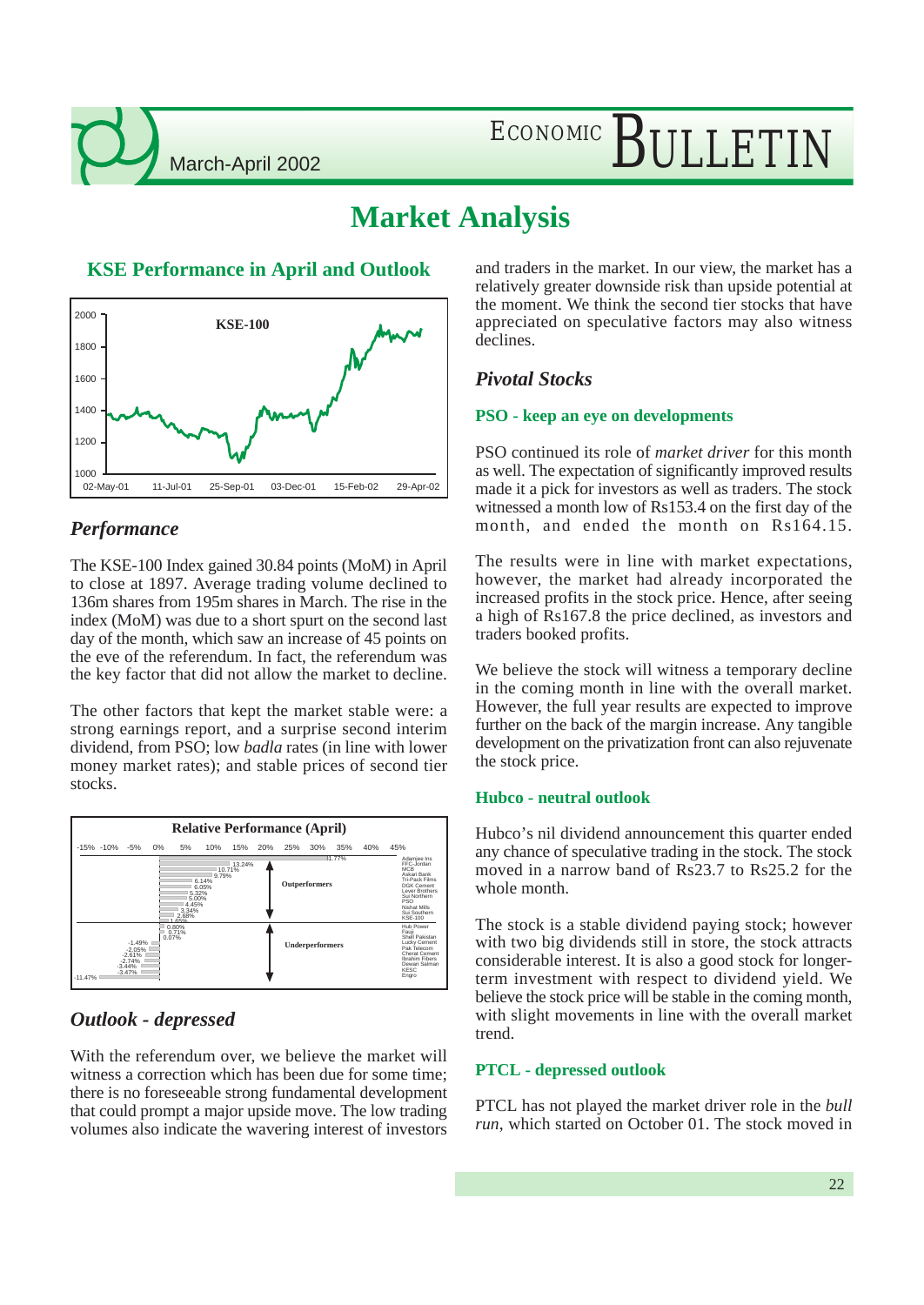# Market Analysis

## KSE Performance in April and Outlook

### *Performance*

The KSE-100 Index gained 30.84 points (MoM) in April to close at 1897. Average trading volume declined to 136m shares from 195m shares in March. The rise in the index (MoM) was due to a short spurt on the second last day of the month, which saw an increase of 45 points on the eve of the referendum. In fact, the referendum was the key factor that did not allow the market to decline.

The other factors that kept the market stable were: a strong earnings report, and a surprise second interim dividend, from PSO; low *badla* rates (in line with lower money market rates); and stable prices of second tier stocks.

### *Outlook - depressed*

With the referendum over, we believe the market will witness a correction which has been due for some time; there is no foreseeable strong fundamental development that could prompt a major upside move. The low trading volumes also indicate the wavering interest of investors and traders in the market. In our view, the market has a relatively greater downside risk than upside potential at the moment. We think the second tier stocks that have appreciated on speculative factors may also witness declines.

### *Pivotal Stocks*

#### PSO - keep an eye on developments

PSO continued its role of *market driver* for this month as well. The expectation of significantly improved results made it a pick for investors as well as traders. The stock witnessed a month low of Rs153.4 on the first day of the month, and ended the month on Rs164.15.

The results were in line with market expectations, however, the market had already incorporated the increased profits in the stock price. Hence, after seeing a high of Rs167.8 the price declined, as investors and traders booked profits.

We believe the stock will witness a temporary decline in the coming month in line with the overall market. However, the full year results are expected to improve further on the back of the margin increase. Any tangible development on the privatization front can also rejuvenate the stock price.

#### Hubco - neutral outlook

Hubco's nil dividend announcement this quarter ended any chance of speculative trading in the stock. The stock moved in a narrow band of Rs23.7 to Rs25.2 for the whole month.

The stock is a stable dividend paying stock; however with two big dividends still in store, the stock attracts considerable interest. It is also a good stock for longer-term investment with respect to dividend yield. We believe the stock price will be stable in the coming month, with slight movements in line with the overall market trend.

#### PTCL - depressed outlook

PTCL has not played the market driver role in the *bull run*, which started on October 01. The stock moved in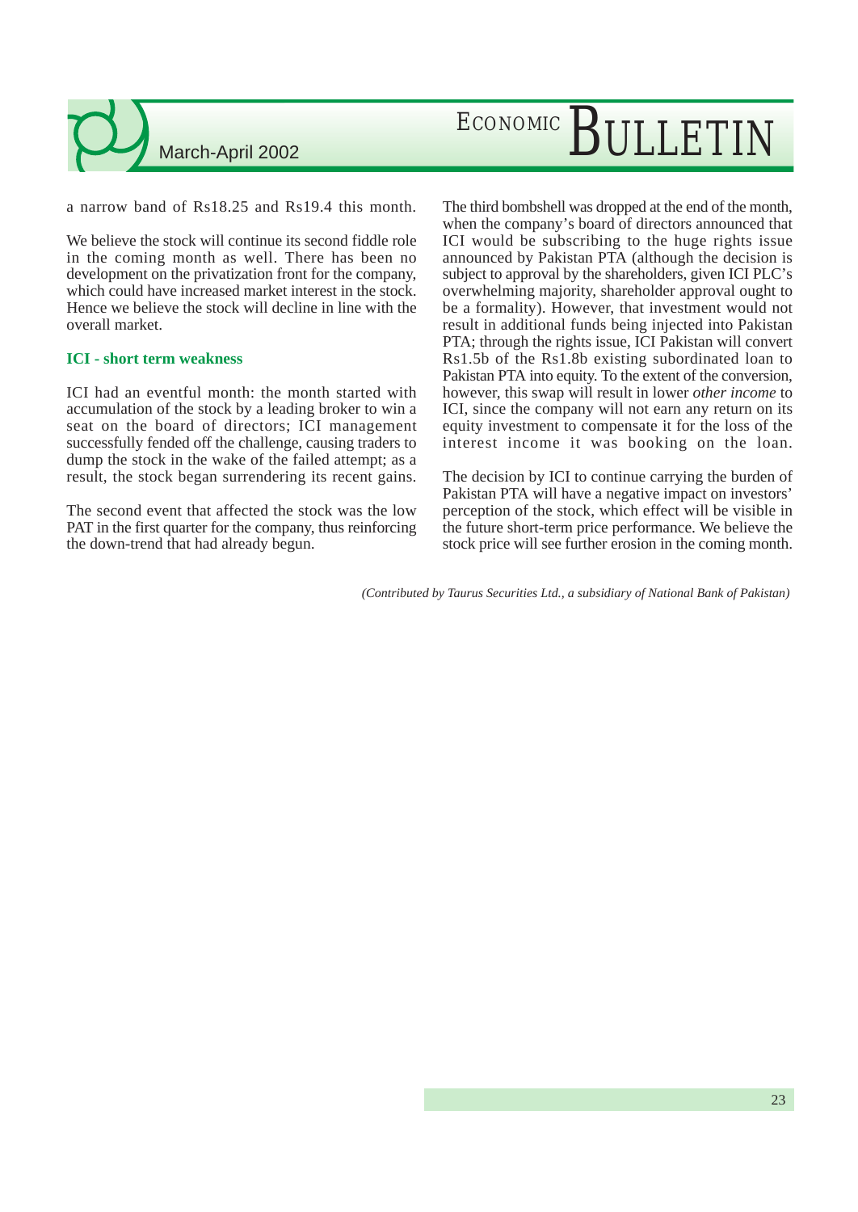a narrow band of Rs18.25 and Rs19.4 this month.

We believe the stock will continue its second fiddle role in the coming month as well. There has been no development on the privatization front for the company, which could have increased market interest in the stock. Hence we believe the stock will decline in line with the overall market.

### ICI - short term weakness

ICI had an eventful month: the month started with accumulation of the stock by a leading broker to win a seat on the board of directors; ICI management successfully fended off the challenge, causing traders to dump the stock in the wake of the failed attempt; as a result, the stock began surrendering its recent gains.

The second event that affected the stock was the low PAT in the first quarter for the company, thus reinforcing the down-trend that had already begun.

The third bombshell was dropped at the end of the month, when the company's board of directors announced that ICI would be subscribing to the huge rights issue announced by Pakistan PTA (although the decision is subject to approval by the shareholders, given ICI PLC's overwhelming majority, shareholder approval ought to be a formality). However, that investment would not result in additional funds being injected into Pakistan PTA; through the rights issue, ICI Pakistan will convert Rs1.5b of the Rs1.8b existing subordinated loan to Pakistan PTA into equity. To the extent of the conversion, however, this swap will result in lower *other income* to ICI, since the company will not earn any return on its equity investment to compensate it for the loss of the interest income it was booking on the loan.

The decision by ICI to continue carrying the burden of Pakistan PTA will have a negative impact on investors' perception of the stock, which effect will be visible in the future short-term price performance. We believe the stock price will see further erosion in the coming month.

*(Contributed by Taurus Securities Ltd., a subsidiary of National Bank of Pakistan)*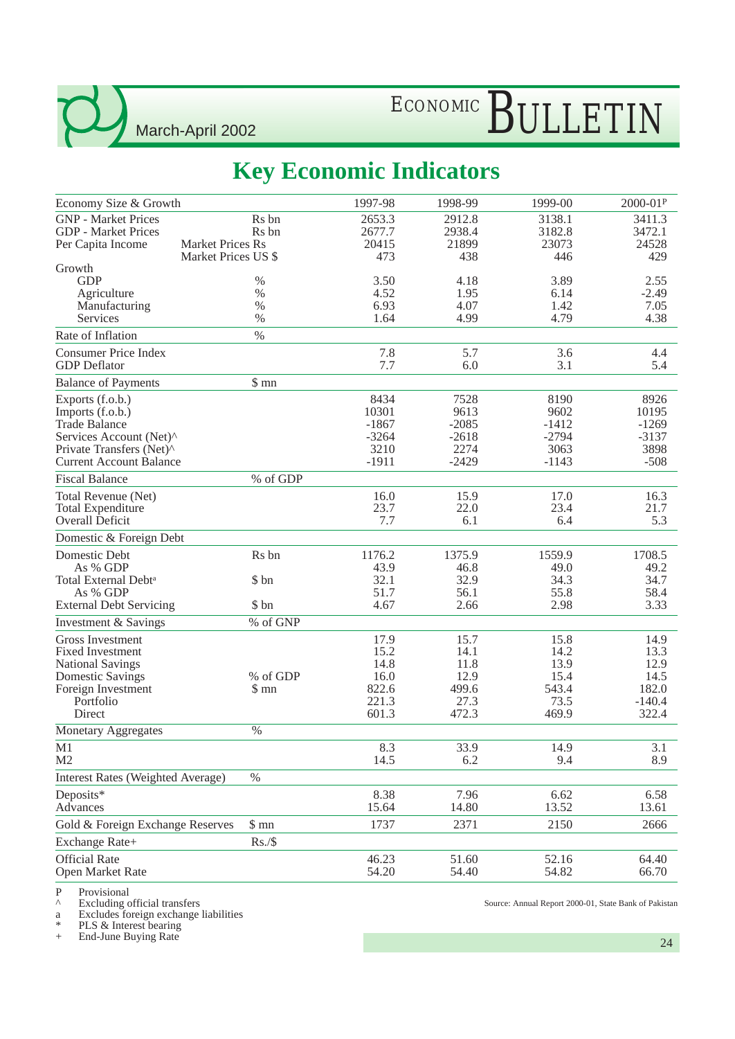# Key Economic Indicators

| Economy Size & Growth | | 1997-98 | 1998-99 | 1999-00 | 2000-01P |
|---|---|---|---|---|---|
| GNP - Market Prices | Rs bn | 2653.3 | 2912.8 | 3138.1 | 3411.3 |
| GDP - Market Prices | Rs bn | 2677.7 | 2938.4 | 3182.8 | 3472.1 |
| Per Capita Income | Market Prices Rs | 20415 | 21899 | 23073 | 24528 |
| | Market Prices US $ | 473 | 438 | 446 | 429 |
| Growth | | | | | |
| GDP | % | 3.50 | 4.18 | 3.89 | 2.55 |
| Agriculture | % | 4.52 | 1.95 | 6.14 | -2.49 |
| Manufacturing | % | 6.93 | 4.07 | 1.42 | 7.05 |
| Services | % | 1.64 | 4.99 | 4.79 | 4.38 |
| **Rate of Inflation** | % | | | | |
| Consumer Price Index | | 7.8 | 5.7 | 3.6 | 4.4 |
| GDP Deflator | | 7.7 | 6.0 | 3.1 | 5.4 |
| **Balance of Payments** | $ mn | | | | |
| Exports (f.o.b.) | | 8434 | 7528 | 8190 | 8926 |
| Imports (f.o.b.) | | 10301 | 9613 | 9602 | 10195 |
| Trade Balance | | -1867 | -2085 | -1412 | -1269 |
| Services Account (Net)^ | | -3264 | -2618 | -2794 | -3137 |
| Private Transfers (Net)^ | | 3210 | 2274 | 3063 | 3898 |
| Current Account Balance | | -1911 | -2429 | -1143 | -508 |
| **Fiscal Balance** | % of GDP | | | | |
| Total Revenue (Net) | | 16.0 | 15.9 | 17.0 | 16.3 |
| Total Expenditure | | 23.7 | 22.0 | 23.4 | 21.7 |
| Overall Deficit | | 7.7 | 6.1 | 6.4 | 5.3 |
| **Domestic & Foreign Debt** | | | | | |
| Domestic Debt | Rs bn | 1176.2 | 1375.9 | 1559.9 | 1708.5 |
| As % GDP | | 43.9 | 46.8 | 49.0 | 49.2 |
| Total External Debt[a] | $ bn | 32.1 | 32.9 | 34.3 | 34.7 |
| As % GDP | | 51.7 | 56.1 | 55.8 | 58.4 |
| External Debt Servicing | $ bn | 4.67 | 2.66 | 2.98 | 3.33 |
| **Investment & Savings** | % of GNP | | | | |
| Gross Investment | | 17.9 | 15.7 | 15.8 | 14.9 |
| Fixed Investment | | 15.2 | 14.1 | 14.2 | 13.3 |
| National Savings | | 14.8 | 11.8 | 13.9 | 12.9 |
| Domestic Savings | % of GDP | 16.0 | 12.9 | 15.4 | 14.5 |
| Foreign Investment | $ mn | 822.6 | 499.6 | 543.4 | 182.0 |
| Portfolio | | 221.3 | 27.3 | 73.5 | -140.4 |
| Direct | | 601.3 | 472.3 | 469.9 | 322.4 |
| **Monetary Aggregates** | % | | | | |
| M1 | | 8.3 | 33.9 | 14.9 | 3.1 |
| M2 | | 14.5 | 6.2 | 9.4 | 8.9 |
| **Interest Rates (Weighted Average)** | % | | | | |
| Deposits* | | 8.38 | 7.96 | 6.62 | 6.58 |
| Advances | | 15.64 | 14.80 | 13.52 | 13.61 |
| **Gold & Foreign Exchange Reserves** | $ mn | 1737 | 2371 | 2150 | 2666 |
| **Exchange Rate+** | Rs./$ | | | | |
| Official Rate | | 46.23 | 51.60 | 52.16 | 64.40 |
| Open Market Rate | | 54.20 | 54.40 | 54.82 | 66.70 |

P Provisional
^ Excluding official transfers
a Excludes foreign exchange liabilities
* PLS & Interest bearing
\+ End-June Buying Rate

Source: Annual Report 2000-01, State Bank of Pakistan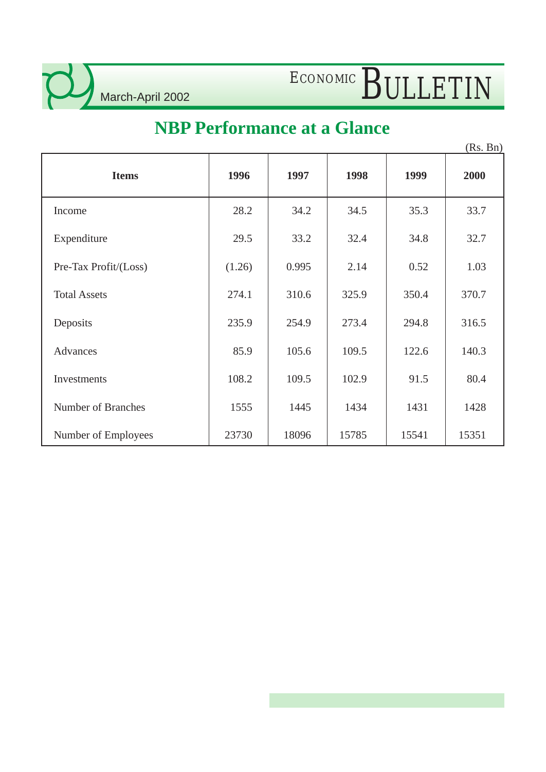## NBP Performance at a Glance

(Rs. Bn)

| Items | 1996 | 1997 | 1998 | 1999 | 2000 |
|---|---|---|---|---|---|
| Income | 28.2 | 34.2 | 34.5 | 35.3 | 33.7 |
| Expenditure | 29.5 | 33.2 | 32.4 | 34.8 | 32.7 |
| Pre-Tax Profit/(Loss) | (1.26) | 0.995 | 2.14 | 0.52 | 1.03 |
| Total Assets | 274.1 | 310.6 | 325.9 | 350.4 | 370.7 |
| Deposits | 235.9 | 254.9 | 273.4 | 294.8 | 316.5 |
| Advances | 85.9 | 105.6 | 109.5 | 122.6 | 140.3 |
| Investments | 108.2 | 109.5 | 102.9 | 91.5 | 80.4 |
| Number of Branches | 1555 | 1445 | 1434 | 1431 | 1428 |
| Number of Employees | 23730 | 18096 | 15785 | 15541 | 15351 |